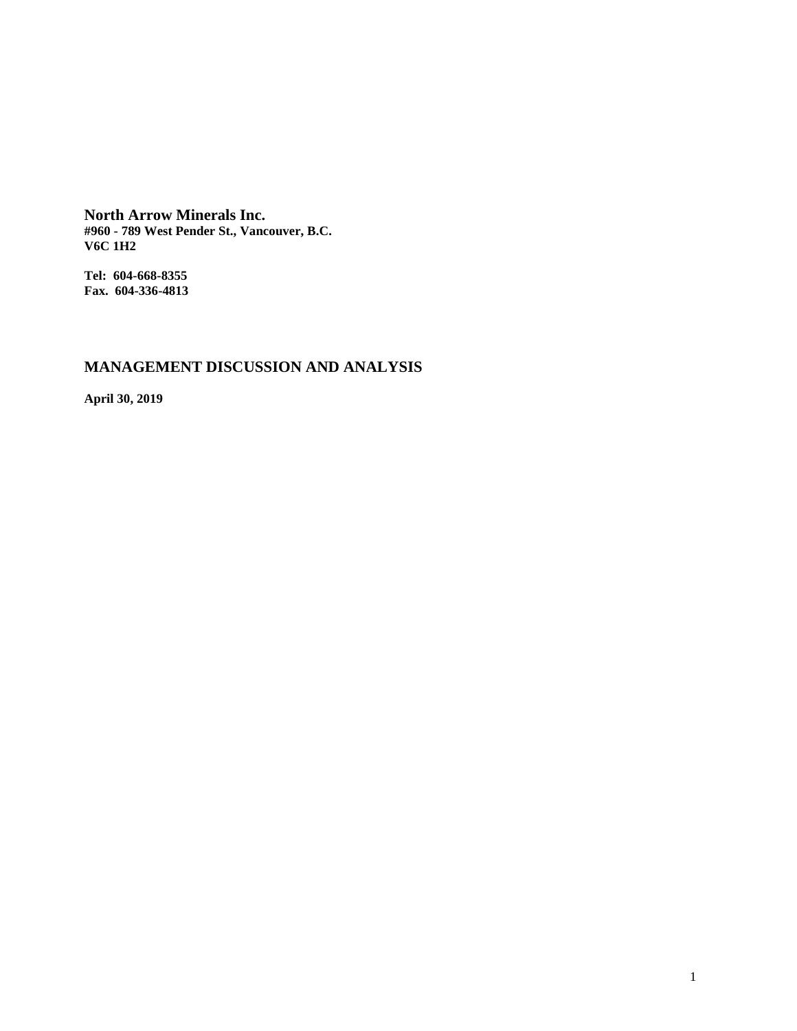**North Arrow Minerals Inc.**
**#960 - 789 West Pender St., Vancouver, B.C.**
**V6C 1H2**

**Tel: 604-668-8355**
**Fax. 604-336-4813**

# MANAGEMENT DISCUSSION AND ANALYSIS

**April 30, 2019**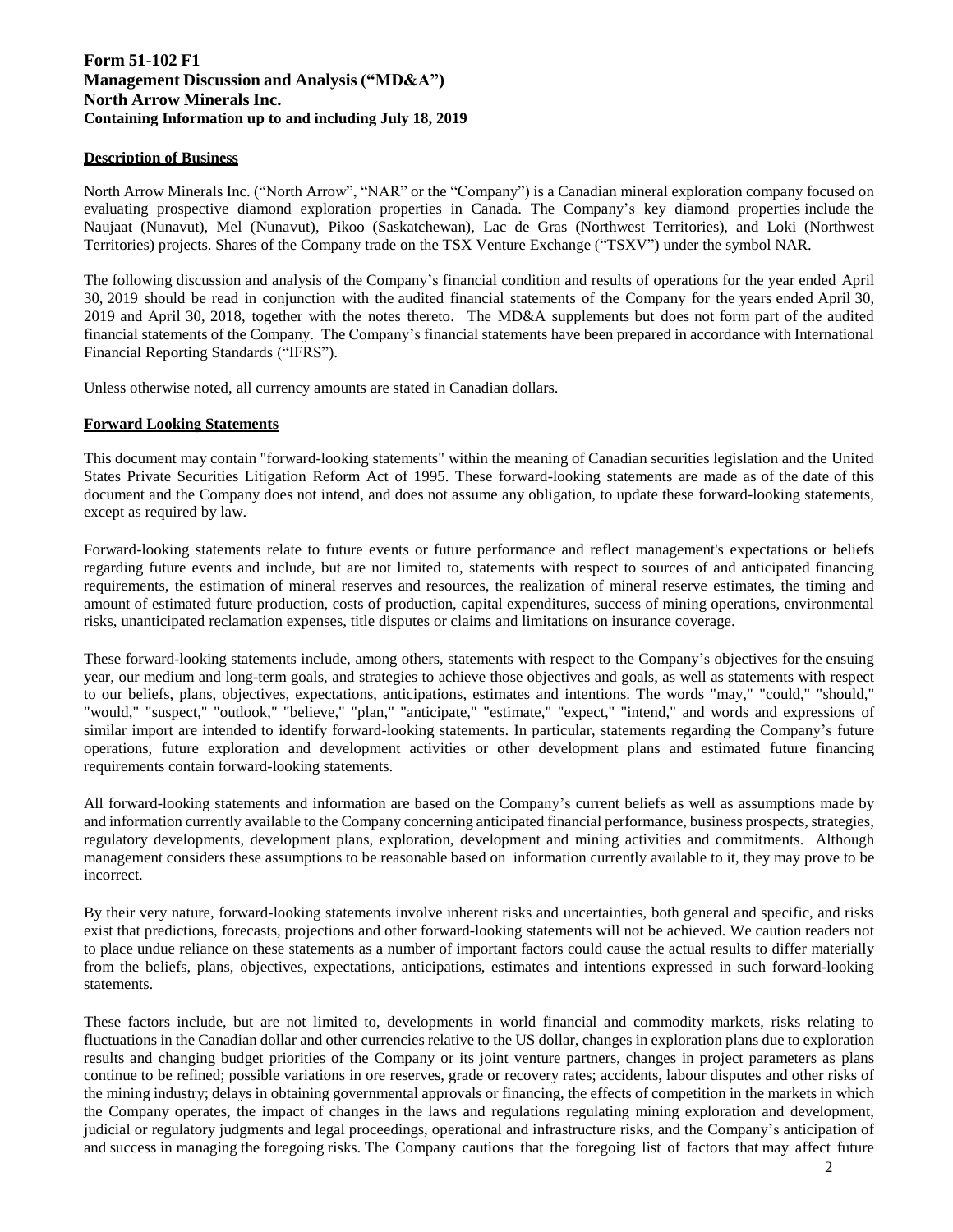**Form 51-102 F1**
**Management Discussion and Analysis ("MD&A")**
**North Arrow Minerals Inc.**
**Containing Information up to and including July 18, 2019**

## Description of Business

North Arrow Minerals Inc. ("North Arrow", "NAR" or the "Company") is a Canadian mineral exploration company focused on evaluating prospective diamond exploration properties in Canada. The Company's key diamond properties include the Naujaat (Nunavut), Mel (Nunavut), Pikoo (Saskatchewan), Lac de Gras (Northwest Territories), and Loki (Northwest Territories) projects. Shares of the Company trade on the TSX Venture Exchange ("TSXV") under the symbol NAR.

The following discussion and analysis of the Company's financial condition and results of operations for the year ended April 30, 2019 should be read in conjunction with the audited financial statements of the Company for the years ended April 30, 2019 and April 30, 2018, together with the notes thereto. The MD&A supplements but does not form part of the audited financial statements of the Company. The Company's financial statements have been prepared in accordance with International Financial Reporting Standards ("IFRS").

Unless otherwise noted, all currency amounts are stated in Canadian dollars.

## Forward Looking Statements

This document may contain "forward-looking statements" within the meaning of Canadian securities legislation and the United States Private Securities Litigation Reform Act of 1995. These forward-looking statements are made as of the date of this document and the Company does not intend, and does not assume any obligation, to update these forward-looking statements, except as required by law.

Forward-looking statements relate to future events or future performance and reflect management's expectations or beliefs regarding future events and include, but are not limited to, statements with respect to sources of and anticipated financing requirements, the estimation of mineral reserves and resources, the realization of mineral reserve estimates, the timing and amount of estimated future production, costs of production, capital expenditures, success of mining operations, environmental risks, unanticipated reclamation expenses, title disputes or claims and limitations on insurance coverage.

These forward-looking statements include, among others, statements with respect to the Company's objectives for the ensuing year, our medium and long-term goals, and strategies to achieve those objectives and goals, as well as statements with respect to our beliefs, plans, objectives, expectations, anticipations, estimates and intentions. The words "may," "could," "should," "would," "suspect," "outlook," "believe," "plan," "anticipate," "estimate," "expect," "intend," and words and expressions of similar import are intended to identify forward-looking statements. In particular, statements regarding the Company's future operations, future exploration and development activities or other development plans and estimated future financing requirements contain forward-looking statements.

All forward-looking statements and information are based on the Company's current beliefs as well as assumptions made by and information currently available to the Company concerning anticipated financial performance, business prospects, strategies, regulatory developments, development plans, exploration, development and mining activities and commitments. Although management considers these assumptions to be reasonable based on information currently available to it, they may prove to be incorrect.

By their very nature, forward-looking statements involve inherent risks and uncertainties, both general and specific, and risks exist that predictions, forecasts, projections and other forward-looking statements will not be achieved. We caution readers not to place undue reliance on these statements as a number of important factors could cause the actual results to differ materially from the beliefs, plans, objectives, expectations, anticipations, estimates and intentions expressed in such forward-looking statements.

These factors include, but are not limited to, developments in world financial and commodity markets, risks relating to fluctuations in the Canadian dollar and other currencies relative to the US dollar, changes in exploration plans due to exploration results and changing budget priorities of the Company or its joint venture partners, changes in project parameters as plans continue to be refined; possible variations in ore reserves, grade or recovery rates; accidents, labour disputes and other risks of the mining industry; delays in obtaining governmental approvals or financing, the effects of competition in the markets in which the Company operates, the impact of changes in the laws and regulations regulating mining exploration and development, judicial or regulatory judgments and legal proceedings, operational and infrastructure risks, and the Company's anticipation of and success in managing the foregoing risks. The Company cautions that the foregoing list of factors that may affect future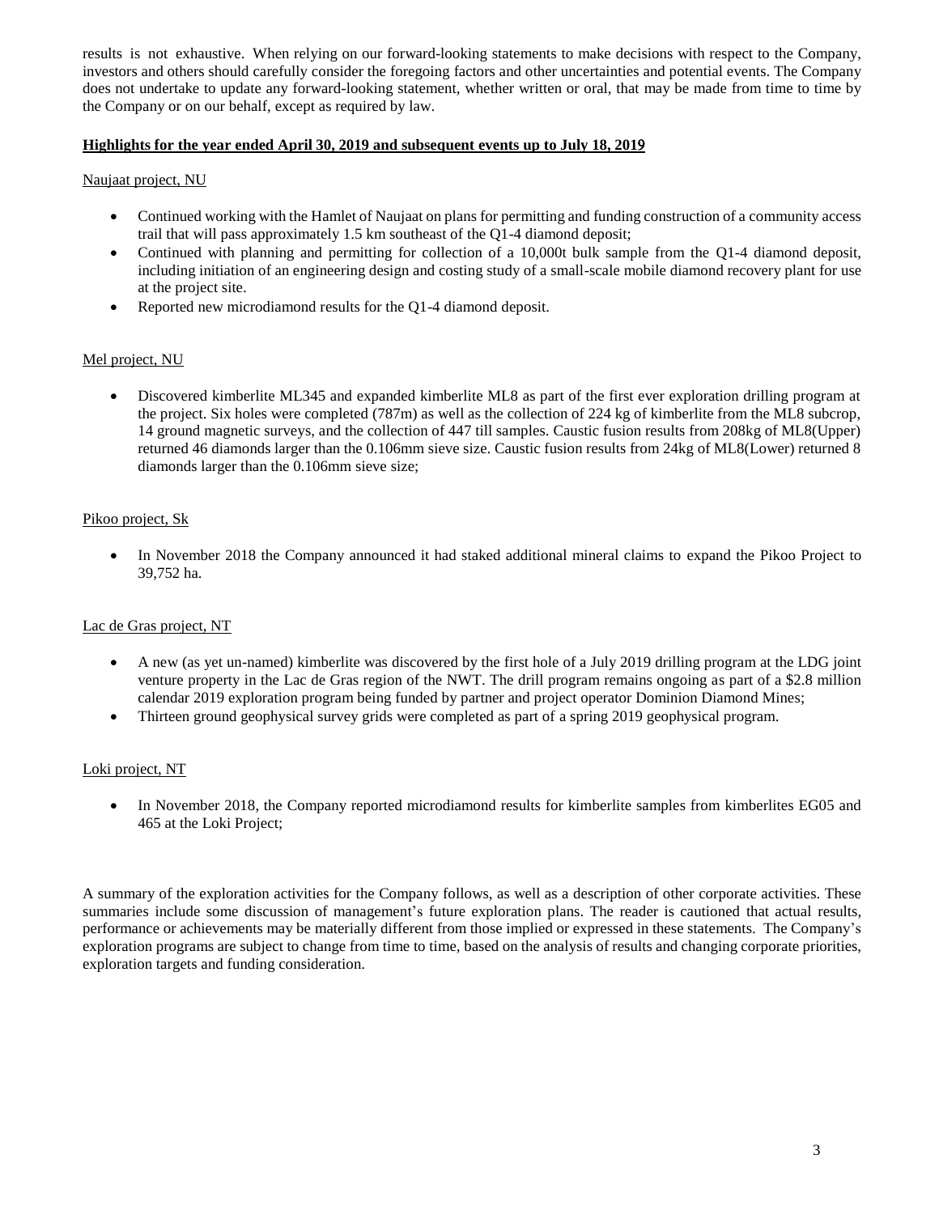results is not exhaustive. When relying on our forward-looking statements to make decisions with respect to the Company, investors and others should carefully consider the foregoing factors and other uncertainties and potential events. The Company does not undertake to update any forward-looking statement, whether written or oral, that may be made from time to time by the Company or on our behalf, except as required by law.

**Highlights for the year ended April 30, 2019 and subsequent events up to July 18, 2019**

Naujaat project, NU

- Continued working with the Hamlet of Naujaat on plans for permitting and funding construction of a community access trail that will pass approximately 1.5 km southeast of the Q1-4 diamond deposit;
- Continued with planning and permitting for collection of a 10,000t bulk sample from the Q1-4 diamond deposit, including initiation of an engineering design and costing study of a small-scale mobile diamond recovery plant for use at the project site.
- Reported new microdiamond results for the Q1-4 diamond deposit.

Mel project, NU

- Discovered kimberlite ML345 and expanded kimberlite ML8 as part of the first ever exploration drilling program at the project. Six holes were completed (787m) as well as the collection of 224 kg of kimberlite from the ML8 subcrop, 14 ground magnetic surveys, and the collection of 447 till samples. Caustic fusion results from 208kg of ML8(Upper) returned 46 diamonds larger than the 0.106mm sieve size. Caustic fusion results from 24kg of ML8(Lower) returned 8 diamonds larger than the 0.106mm sieve size;

Pikoo project, Sk

- In November 2018 the Company announced it had staked additional mineral claims to expand the Pikoo Project to 39,752 ha.

Lac de Gras project, NT

- A new (as yet un-named) kimberlite was discovered by the first hole of a July 2019 drilling program at the LDG joint venture property in the Lac de Gras region of the NWT. The drill program remains ongoing as part of a $2.8 million calendar 2019 exploration program being funded by partner and project operator Dominion Diamond Mines;
- Thirteen ground geophysical survey grids were completed as part of a spring 2019 geophysical program.

Loki project, NT

- In November 2018, the Company reported microdiamond results for kimberlite samples from kimberlites EG05 and 465 at the Loki Project;

A summary of the exploration activities for the Company follows, as well as a description of other corporate activities. These summaries include some discussion of management's future exploration plans. The reader is cautioned that actual results, performance or achievements may be materially different from those implied or expressed in these statements. The Company's exploration programs are subject to change from time to time, based on the analysis of results and changing corporate priorities, exploration targets and funding consideration.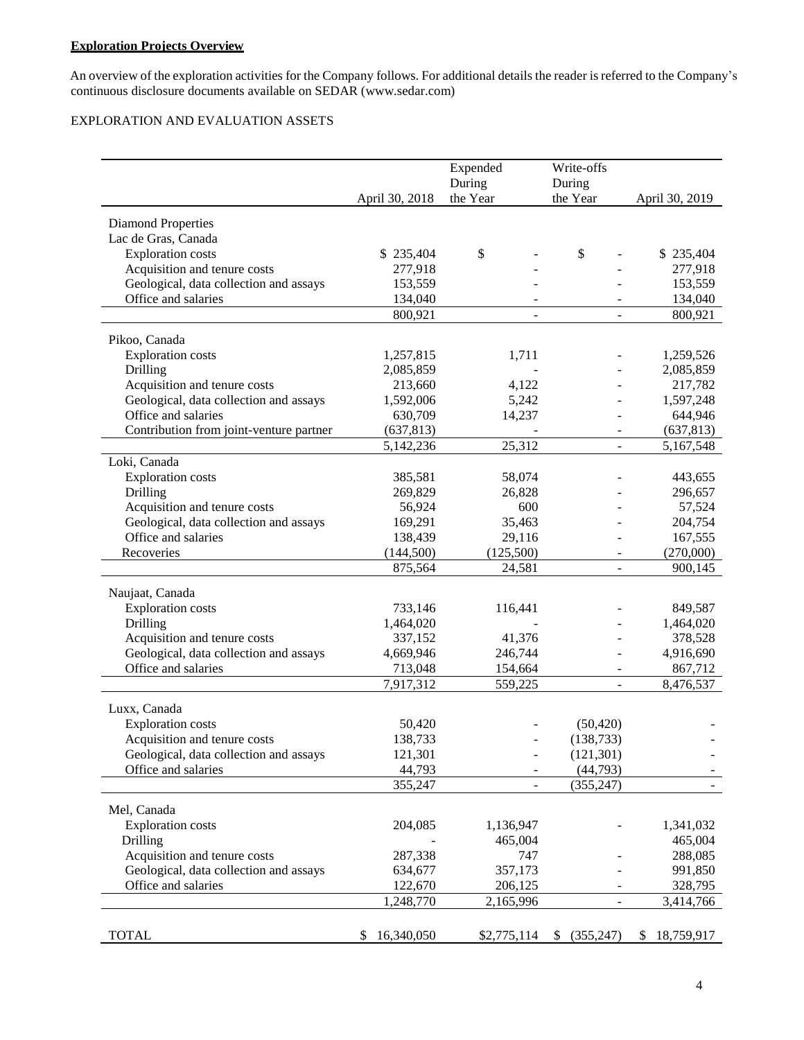**Exploration Projects Overview**

An overview of the exploration activities for the Company follows. For additional details the reader is referred to the Company's continuous disclosure documents available on SEDAR (www.sedar.com)

EXPLORATION AND EVALUATION ASSETS

| | April 30, 2018 | Expended During the Year | Write-offs During the Year | April 30, 2019 |
|---|---|---|---|---|
| Diamond Properties | | | | |
| Lac de Gras, Canada | | | | |
| Exploration costs | $ 235,404 | $ - | $ - | $ 235,404 |
| Acquisition and tenure costs | 277,918 | - | - | 277,918 |
| Geological, data collection and assays | 153,559 | - | - | 153,559 |
| Office and salaries | 134,040 | - | - | 134,040 |
| | 800,921 | - | - | 800,921 |
| Pikoo, Canada | | | | |
| Exploration costs | 1,257,815 | 1,711 | - | 1,259,526 |
| Drilling | 2,085,859 | - | - | 2,085,859 |
| Acquisition and tenure costs | 213,660 | 4,122 | - | 217,782 |
| Geological, data collection and assays | 1,592,006 | 5,242 | - | 1,597,248 |
| Office and salaries | 630,709 | 14,237 | - | 644,946 |
| Contribution from joint-venture partner | (637,813) | - | - | (637,813) |
| | 5,142,236 | 25,312 | - | 5,167,548 |
| Loki, Canada | | | | |
| Exploration costs | 385,581 | 58,074 | - | 443,655 |
| Drilling | 269,829 | 26,828 | - | 296,657 |
| Acquisition and tenure costs | 56,924 | 600 | - | 57,524 |
| Geological, data collection and assays | 169,291 | 35,463 | - | 204,754 |
| Office and salaries | 138,439 | 29,116 | - | 167,555 |
| Recoveries | (144,500) | (125,500) | - | (270,000) |
| | 875,564 | 24,581 | - | 900,145 |
| Naujaat, Canada | | | | |
| Exploration costs | 733,146 | 116,441 | - | 849,587 |
| Drilling | 1,464,020 | - | - | 1,464,020 |
| Acquisition and tenure costs | 337,152 | 41,376 | - | 378,528 |
| Geological, data collection and assays | 4,669,946 | 246,744 | - | 4,916,690 |
| Office and salaries | 713,048 | 154,664 | - | 867,712 |
| | 7,917,312 | 559,225 | - | 8,476,537 |
| Luxx, Canada | | | | |
| Exploration costs | 50,420 | - | (50,420) | - |
| Acquisition and tenure costs | 138,733 | - | (138,733) | - |
| Geological, data collection and assays | 121,301 | - | (121,301) | - |
| Office and salaries | 44,793 | - | (44,793) | - |
| | 355,247 | - | (355,247) | - |
| Mel, Canada | | | | |
| Exploration costs | 204,085 | 1,136,947 | - | 1,341,032 |
| Drilling | - | 465,004 | | 465,004 |
| Acquisition and tenure costs | 287,338 | 747 | - | 288,085 |
| Geological, data collection and assays | 634,677 | 357,173 | - | 991,850 |
| Office and salaries | 122,670 | 206,125 | - | 328,795 |
| | 1,248,770 | 2,165,996 | - | 3,414,766 |
| TOTAL | $ 16,340,050 | $2,775,114 | $ (355,247) | $ 18,759,917 |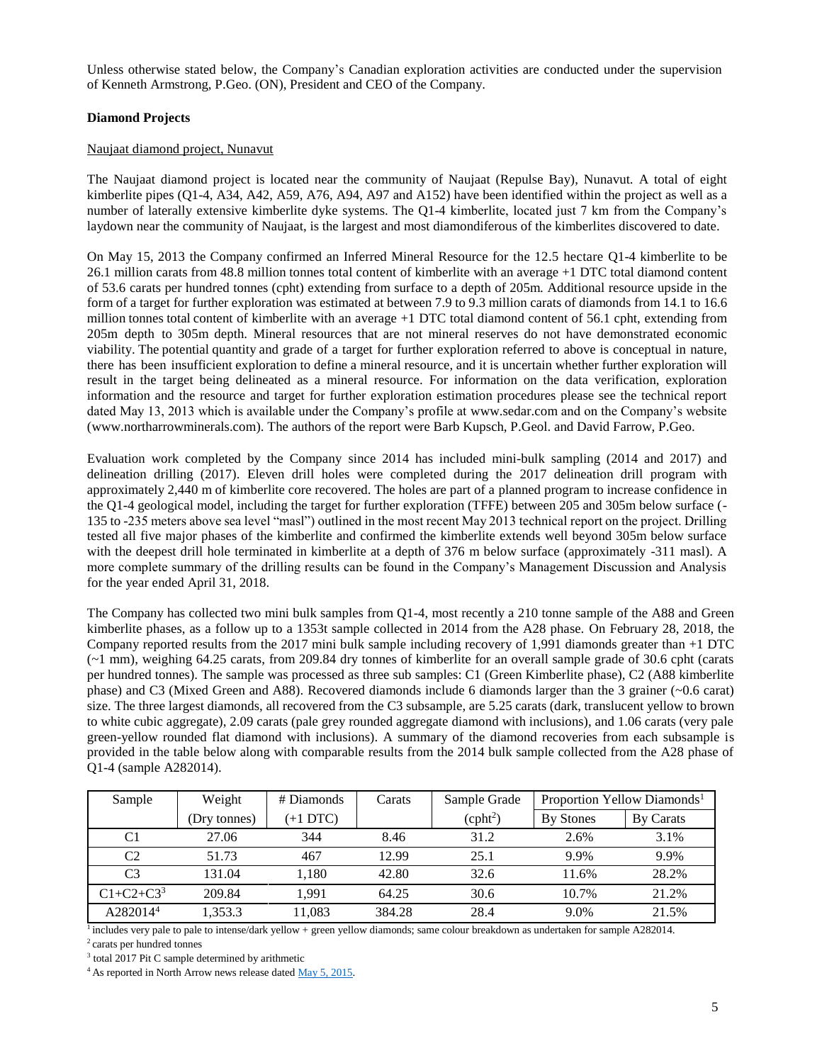Unless otherwise stated below, the Company's Canadian exploration activities are conducted under the supervision of Kenneth Armstrong, P.Geo. (ON), President and CEO of the Company.

## Diamond Projects

### Naujaat diamond project, Nunavut

The Naujaat diamond project is located near the community of Naujaat (Repulse Bay), Nunavut. A total of eight kimberlite pipes (Q1-4, A34, A42, A59, A76, A94, A97 and A152) have been identified within the project as well as a number of laterally extensive kimberlite dyke systems. The Q1-4 kimberlite, located just 7 km from the Company's laydown near the community of Naujaat, is the largest and most diamondiferous of the kimberlites discovered to date.

On May 15, 2013 the Company confirmed an Inferred Mineral Resource for the 12.5 hectare Q1-4 kimberlite to be 26.1 million carats from 48.8 million tonnes total content of kimberlite with an average +1 DTC total diamond content of 53.6 carats per hundred tonnes (cpht) extending from surface to a depth of 205m. Additional resource upside in the form of a target for further exploration was estimated at between 7.9 to 9.3 million carats of diamonds from 14.1 to 16.6 million tonnes total content of kimberlite with an average +1 DTC total diamond content of 56.1 cpht, extending from 205m depth to 305m depth. Mineral resources that are not mineral reserves do not have demonstrated economic viability. The potential quantity and grade of a target for further exploration referred to above is conceptual in nature, there has been insufficient exploration to define a mineral resource, and it is uncertain whether further exploration will result in the target being delineated as a mineral resource. For information on the data verification, exploration information and the resource and target for further exploration estimation procedures please see the technical report dated May 13, 2013 which is available under the Company's profile at www.sedar.com and on the Company's website (www.northarrowminerals.com). The authors of the report were Barb Kupsch, P.Geol. and David Farrow, P.Geo.

Evaluation work completed by the Company since 2014 has included mini-bulk sampling (2014 and 2017) and delineation drilling (2017). Eleven drill holes were completed during the 2017 delineation drill program with approximately 2,440 m of kimberlite core recovered. The holes are part of a planned program to increase confidence in the Q1-4 geological model, including the target for further exploration (TFFE) between 205 and 305m below surface (-135 to -235 meters above sea level "masl") outlined in the most recent May 2013 technical report on the project. Drilling tested all five major phases of the kimberlite and confirmed the kimberlite extends well beyond 305m below surface with the deepest drill hole terminated in kimberlite at a depth of 376 m below surface (approximately -311 masl). A more complete summary of the drilling results can be found in the Company's Management Discussion and Analysis for the year ended April 31, 2018.

The Company has collected two mini bulk samples from Q1-4, most recently a 210 tonne sample of the A88 and Green kimberlite phases, as a follow up to a 1353t sample collected in 2014 from the A28 phase. On February 28, 2018, the Company reported results from the 2017 mini bulk sample including recovery of 1,991 diamonds greater than +1 DTC (~1 mm), weighing 64.25 carats, from 209.84 dry tonnes of kimberlite for an overall sample grade of 30.6 cpht (carats per hundred tonnes). The sample was processed as three sub samples: C1 (Green Kimberlite phase), C2 (A88 kimberlite phase) and C3 (Mixed Green and A88). Recovered diamonds include 6 diamonds larger than the 3 grainer (~0.6 carat) size. The three largest diamonds, all recovered from the C3 subsample, are 5.25 carats (dark, translucent yellow to brown to white cubic aggregate), 2.09 carats (pale grey rounded aggregate diamond with inclusions), and 1.06 carats (very pale green-yellow rounded flat diamond with inclusions). A summary of the diamond recoveries from each subsample is provided in the table below along with comparable results from the 2014 bulk sample collected from the A28 phase of Q1-4 (sample A282014).

| Sample | Weight | # Diamonds | Carats | Sample Grade | Proportion Yellow Diamonds[1] | |
|---|---|---|---|---|---|---|
| | (Dry tonnes) | (+1 DTC) | | (cpht[2]) | By Stones | By Carats |
| C1 | 27.06 | 344 | 8.46 | 31.2 | 2.6% | 3.1% |
| C2 | 51.73 | 467 | 12.99 | 25.1 | 9.9% | 9.9% |
| C3 | 131.04 | 1,180 | 42.80 | 32.6 | 11.6% | 28.2% |
| C1+C2+C3[3] | 209.84 | 1,991 | 64.25 | 30.6 | 10.7% | 21.2% |
| A282014[4] | 1,353.3 | 11,083 | 384.28 | 28.4 | 9.0% | 21.5% |

[1] includes very pale to pale to intense/dark yellow + green yellow diamonds; same colour breakdown as undertaken for sample A282014.

[2] carats per hundred tonnes

[3] total 2017 Pit C sample determined by arithmetic

[4] As reported in North Arrow news release dated May 5, 2015.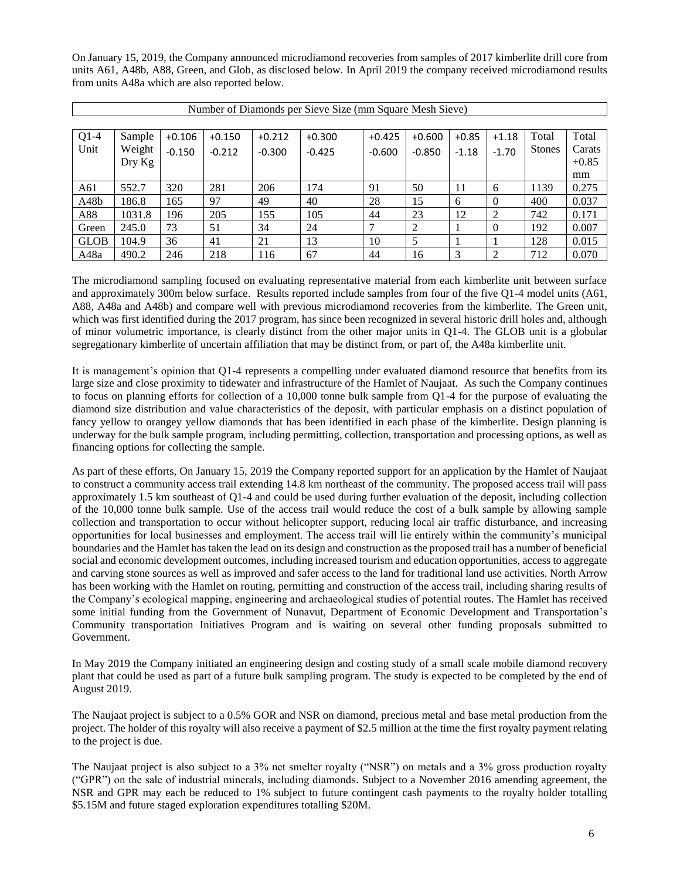On January 15, 2019, the Company announced microdiamond recoveries from samples of 2017 kimberlite drill core from units A61, A48b, A88, Green, and Glob, as disclosed below. In April 2019 the company received microdiamond results from units A48a which are also reported below.

| Number of Diamonds per Sieve Size (mm Square Mesh Sieve) | | | | | | | | | | | |
|---|---|---|---|---|---|---|---|---|---|---|---|
| Q1-4 Unit | Sample Weight Dry Kg | +0.106 -0.150 | +0.150 -0.212 | +0.212 -0.300 | +0.300 -0.425 | +0.425 -0.600 | +0.600 -0.850 | +0.85 -1.18 | +1.18 -1.70 | Total Stones | Total Carats +0.85 mm |
| A61 | 552.7 | 320 | 281 | 206 | 174 | 91 | 50 | 11 | 6 | 1139 | 0.275 |
| A48b | 186.8 | 165 | 97 | 49 | 40 | 28 | 15 | 6 | 0 | 400 | 0.037 |
| A88 | 1031.8 | 196 | 205 | 155 | 105 | 44 | 23 | 12 | 2 | 742 | 0.171 |
| Green | 245.0 | 73 | 51 | 34 | 24 | 7 | 2 | 1 | 0 | 192 | 0.007 |
| GLOB | 104.9 | 36 | 41 | 21 | 13 | 10 | 5 | 1 | 1 | 128 | 0.015 |
| A48a | 490.2 | 246 | 218 | 116 | 67 | 44 | 16 | 3 | 2 | 712 | 0.070 |

The microdiamond sampling focused on evaluating representative material from each kimberlite unit between surface and approximately 300m below surface. Results reported include samples from four of the five Q1-4 model units (A61, A88, A48a and A48b) and compare well with previous microdiamond recoveries from the kimberlite. The Green unit, which was first identified during the 2017 program, has since been recognized in several historic drill holes and, although of minor volumetric importance, is clearly distinct from the other major units in Q1-4. The GLOB unit is a globular segregationary kimberlite of uncertain affiliation that may be distinct from, or part of, the A48a kimberlite unit.

It is management's opinion that Q1-4 represents a compelling under evaluated diamond resource that benefits from its large size and close proximity to tidewater and infrastructure of the Hamlet of Naujaat. As such the Company continues to focus on planning efforts for collection of a 10,000 tonne bulk sample from Q1-4 for the purpose of evaluating the diamond size distribution and value characteristics of the deposit, with particular emphasis on a distinct population of fancy yellow to orangey yellow diamonds that has been identified in each phase of the kimberlite. Design planning is underway for the bulk sample program, including permitting, collection, transportation and processing options, as well as financing options for collecting the sample.

As part of these efforts, On January 15, 2019 the Company reported support for an application by the Hamlet of Naujaat to construct a community access trail extending 14.8 km northeast of the community. The proposed access trail will pass approximately 1.5 km southeast of Q1-4 and could be used during further evaluation of the deposit, including collection of the 10,000 tonne bulk sample. Use of the access trail would reduce the cost of a bulk sample by allowing sample collection and transportation to occur without helicopter support, reducing local air traffic disturbance, and increasing opportunities for local businesses and employment. The access trail will lie entirely within the community's municipal boundaries and the Hamlet has taken the lead on its design and construction as the proposed trail has a number of beneficial social and economic development outcomes, including increased tourism and education opportunities, access to aggregate and carving stone sources as well as improved and safer access to the land for traditional land use activities. North Arrow has been working with the Hamlet on routing, permitting and construction of the access trail, including sharing results of the Company's ecological mapping, engineering and archaeological studies of potential routes. The Hamlet has received some initial funding from the Government of Nunavut, Department of Economic Development and Transportation's Community transportation Initiatives Program and is waiting on several other funding proposals submitted to Government.

In May 2019 the Company initiated an engineering design and costing study of a small scale mobile diamond recovery plant that could be used as part of a future bulk sampling program. The study is expected to be completed by the end of August 2019.

The Naujaat project is subject to a 0.5% GOR and NSR on diamond, precious metal and base metal production from the project. The holder of this royalty will also receive a payment of $2.5 million at the time the first royalty payment relating to the project is due.

The Naujaat project is also subject to a 3% net smelter royalty ("NSR") on metals and a 3% gross production royalty ("GPR") on the sale of industrial minerals, including diamonds. Subject to a November 2016 amending agreement, the NSR and GPR may each be reduced to 1% subject to future contingent cash payments to the royalty holder totalling $5.15M and future staged exploration expenditures totalling $20M.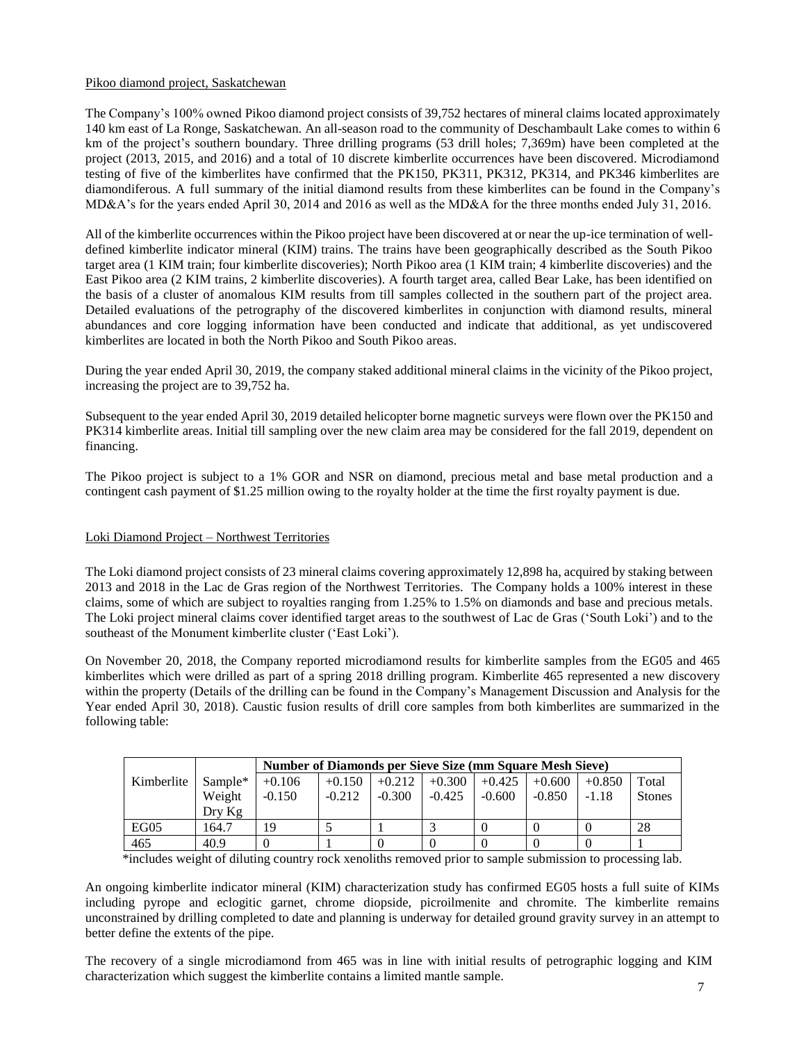Pikoo diamond project, Saskatchewan

The Company's 100% owned Pikoo diamond project consists of 39,752 hectares of mineral claims located approximately 140 km east of La Ronge, Saskatchewan. An all-season road to the community of Deschambault Lake comes to within 6 km of the project's southern boundary. Three drilling programs (53 drill holes; 7,369m) have been completed at the project (2013, 2015, and 2016) and a total of 10 discrete kimberlite occurrences have been discovered. Microdiamond testing of five of the kimberlites have confirmed that the PK150, PK311, PK312, PK314, and PK346 kimberlites are diamondiferous. A full summary of the initial diamond results from these kimberlites can be found in the Company's MD&A's for the years ended April 30, 2014 and 2016 as well as the MD&A for the three months ended July 31, 2016.

All of the kimberlite occurrences within the Pikoo project have been discovered at or near the up-ice termination of well-defined kimberlite indicator mineral (KIM) trains. The trains have been geographically described as the South Pikoo target area (1 KIM train; four kimberlite discoveries); North Pikoo area (1 KIM train; 4 kimberlite discoveries) and the East Pikoo area (2 KIM trains, 2 kimberlite discoveries). A fourth target area, called Bear Lake, has been identified on the basis of a cluster of anomalous KIM results from till samples collected in the southern part of the project area. Detailed evaluations of the petrography of the discovered kimberlites in conjunction with diamond results, mineral abundances and core logging information have been conducted and indicate that additional, as yet undiscovered kimberlites are located in both the North Pikoo and South Pikoo areas.

During the year ended April 30, 2019, the company staked additional mineral claims in the vicinity of the Pikoo project, increasing the project are to 39,752 ha.

Subsequent to the year ended April 30, 2019 detailed helicopter borne magnetic surveys were flown over the PK150 and PK314 kimberlite areas. Initial till sampling over the new claim area may be considered for the fall 2019, dependent on financing.

The Pikoo project is subject to a 1% GOR and NSR on diamond, precious metal and base metal production and a contingent cash payment of $1.25 million owing to the royalty holder at the time the first royalty payment is due.

Loki Diamond Project – Northwest Territories

The Loki diamond project consists of 23 mineral claims covering approximately 12,898 ha, acquired by staking between 2013 and 2018 in the Lac de Gras region of the Northwest Territories. The Company holds a 100% interest in these claims, some of which are subject to royalties ranging from 1.25% to 1.5% on diamonds and base and precious metals. The Loki project mineral claims cover identified target areas to the southwest of Lac de Gras ('South Loki') and to the southeast of the Monument kimberlite cluster ('East Loki').

On November 20, 2018, the Company reported microdiamond results for kimberlite samples from the EG05 and 465 kimberlites which were drilled as part of a spring 2018 drilling program. Kimberlite 465 represented a new discovery within the property (Details of the drilling can be found in the Company's Management Discussion and Analysis for the Year ended April 30, 2018). Caustic fusion results of drill core samples from both kimberlites are summarized in the following table:

| Kimberlite | Sample* Weight Dry Kg | **Number of Diamonds per Sieve Size (mm Square Mesh Sieve)** | | | | | | | |
|---|---|---|---|---|---|---|---|---|---|
| | | +0.106 -0.150 | +0.150 -0.212 | +0.212 -0.300 | +0.300 -0.425 | +0.425 -0.600 | +0.600 -0.850 | +0.850 -1.18 | Total Stones |
| EG05 | 164.7 | 19 | 5 | 1 | 3 | 0 | 0 | 0 | 28 |
| 465 | 40.9 | 0 | 1 | 0 | 0 | 0 | 0 | 0 | 1 |

*includes weight of diluting country rock xenoliths removed prior to sample submission to processing lab.

An ongoing kimberlite indicator mineral (KIM) characterization study has confirmed EG05 hosts a full suite of KIMs including pyrope and eclogitic garnet, chrome diopside, picroilmenite and chromite. The kimberlite remains unconstrained by drilling completed to date and planning is underway for detailed ground gravity survey in an attempt to better define the extents of the pipe.

The recovery of a single microdiamond from 465 was in line with initial results of petrographic logging and KIM characterization which suggest the kimberlite contains a limited mantle sample.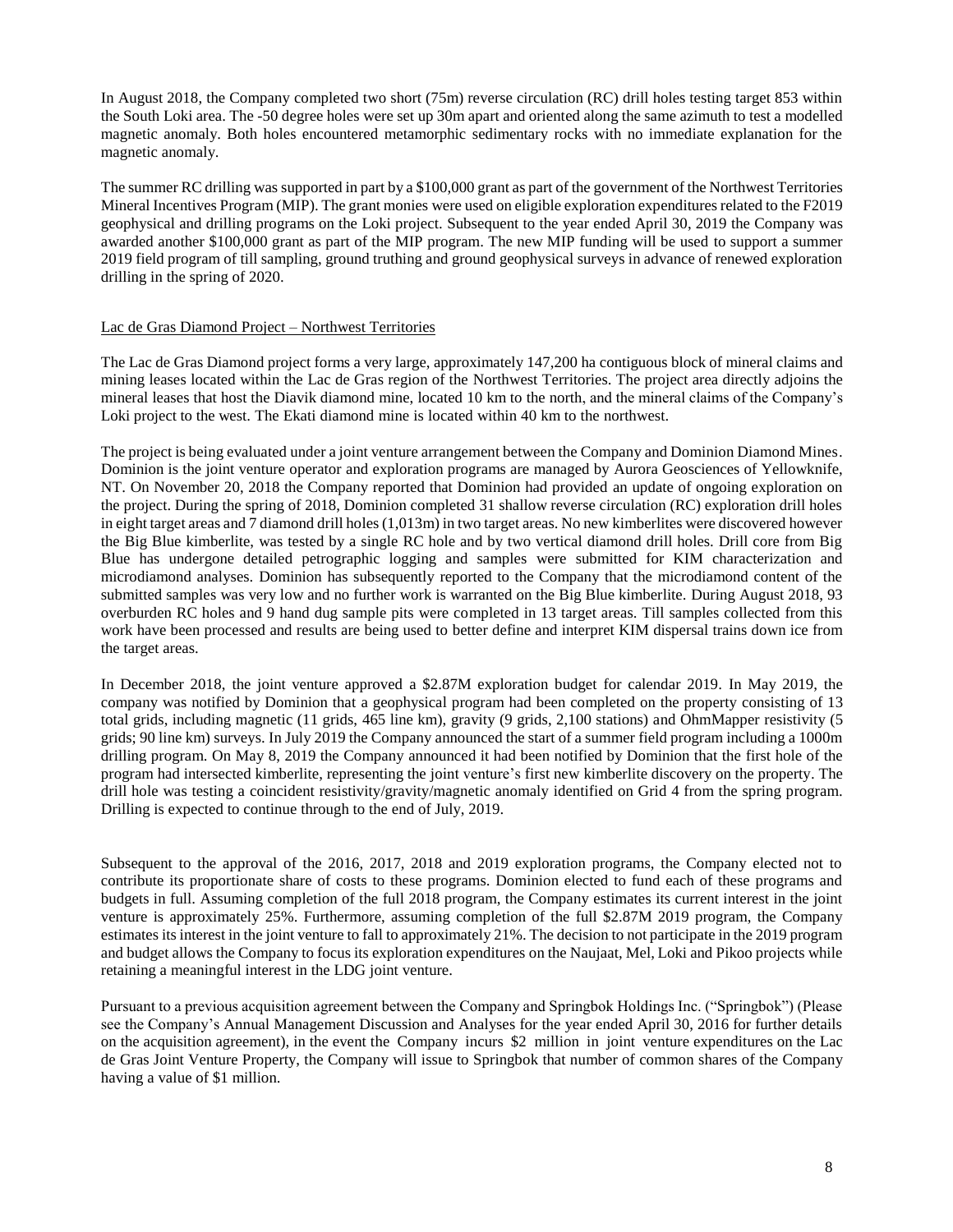In August 2018, the Company completed two short (75m) reverse circulation (RC) drill holes testing target 853 within the South Loki area. The -50 degree holes were set up 30m apart and oriented along the same azimuth to test a modelled magnetic anomaly. Both holes encountered metamorphic sedimentary rocks with no immediate explanation for the magnetic anomaly.

The summer RC drilling was supported in part by a $100,000 grant as part of the government of the Northwest Territories Mineral Incentives Program (MIP). The grant monies were used on eligible exploration expenditures related to the F2019 geophysical and drilling programs on the Loki project. Subsequent to the year ended April 30, 2019 the Company was awarded another $100,000 grant as part of the MIP program. The new MIP funding will be used to support a summer 2019 field program of till sampling, ground truthing and ground geophysical surveys in advance of renewed exploration drilling in the spring of 2020.

Lac de Gras Diamond Project – Northwest Territories

The Lac de Gras Diamond project forms a very large, approximately 147,200 ha contiguous block of mineral claims and mining leases located within the Lac de Gras region of the Northwest Territories. The project area directly adjoins the mineral leases that host the Diavik diamond mine, located 10 km to the north, and the mineral claims of the Company's Loki project to the west. The Ekati diamond mine is located within 40 km to the northwest.

The project is being evaluated under a joint venture arrangement between the Company and Dominion Diamond Mines. Dominion is the joint venture operator and exploration programs are managed by Aurora Geosciences of Yellowknife, NT. On November 20, 2018 the Company reported that Dominion had provided an update of ongoing exploration on the project. During the spring of 2018, Dominion completed 31 shallow reverse circulation (RC) exploration drill holes in eight target areas and 7 diamond drill holes (1,013m) in two target areas. No new kimberlites were discovered however the Big Blue kimberlite, was tested by a single RC hole and by two vertical diamond drill holes. Drill core from Big Blue has undergone detailed petrographic logging and samples were submitted for KIM characterization and microdiamond analyses. Dominion has subsequently reported to the Company that the microdiamond content of the submitted samples was very low and no further work is warranted on the Big Blue kimberlite. During August 2018, 93 overburden RC holes and 9 hand dug sample pits were completed in 13 target areas. Till samples collected from this work have been processed and results are being used to better define and interpret KIM dispersal trains down ice from the target areas.

In December 2018, the joint venture approved a $2.87M exploration budget for calendar 2019. In May 2019, the company was notified by Dominion that a geophysical program had been completed on the property consisting of 13 total grids, including magnetic (11 grids, 465 line km), gravity (9 grids, 2,100 stations) and OhmMapper resistivity (5 grids; 90 line km) surveys. In July 2019 the Company announced the start of a summer field program including a 1000m drilling program. On May 8, 2019 the Company announced it had been notified by Dominion that the first hole of the program had intersected kimberlite, representing the joint venture's first new kimberlite discovery on the property. The drill hole was testing a coincident resistivity/gravity/magnetic anomaly identified on Grid 4 from the spring program. Drilling is expected to continue through to the end of July, 2019.

Subsequent to the approval of the 2016, 2017, 2018 and 2019 exploration programs, the Company elected not to contribute its proportionate share of costs to these programs. Dominion elected to fund each of these programs and budgets in full. Assuming completion of the full 2018 program, the Company estimates its current interest in the joint venture is approximately 25%. Furthermore, assuming completion of the full $2.87M 2019 program, the Company estimates its interest in the joint venture to fall to approximately 21%. The decision to not participate in the 2019 program and budget allows the Company to focus its exploration expenditures on the Naujaat, Mel, Loki and Pikoo projects while retaining a meaningful interest in the LDG joint venture.

Pursuant to a previous acquisition agreement between the Company and Springbok Holdings Inc. ("Springbok") (Please see the Company's Annual Management Discussion and Analyses for the year ended April 30, 2016 for further details on the acquisition agreement), in the event the Company incurs $2 million in joint venture expenditures on the Lac de Gras Joint Venture Property, the Company will issue to Springbok that number of common shares of the Company having a value of $1 million.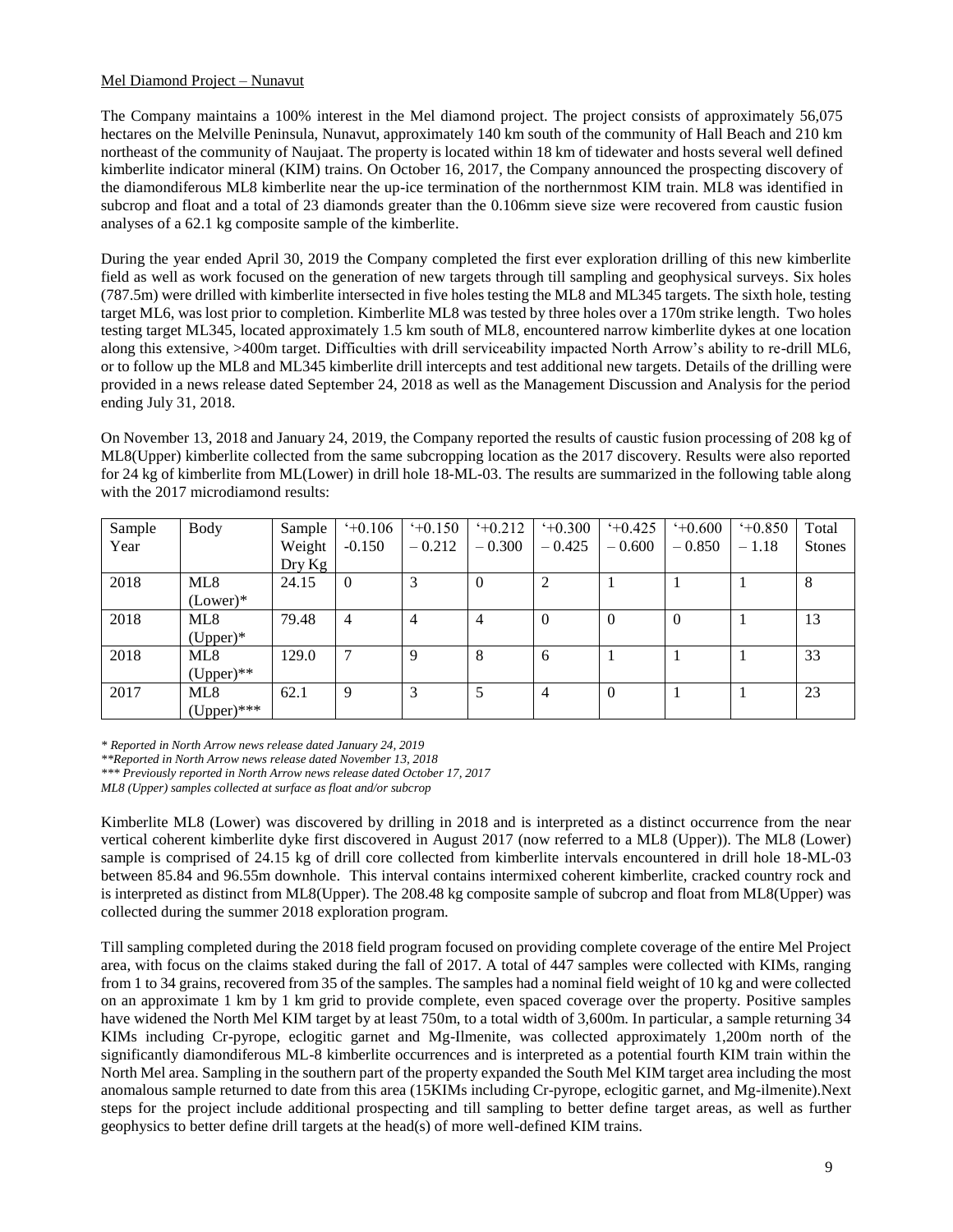Mel Diamond Project – Nunavut

The Company maintains a 100% interest in the Mel diamond project. The project consists of approximately 56,075 hectares on the Melville Peninsula, Nunavut, approximately 140 km south of the community of Hall Beach and 210 km northeast of the community of Naujaat. The property is located within 18 km of tidewater and hosts several well defined kimberlite indicator mineral (KIM) trains. On October 16, 2017, the Company announced the prospecting discovery of the diamondiferous ML8 kimberlite near the up-ice termination of the northernmost KIM train. ML8 was identified in subcrop and float and a total of 23 diamonds greater than the 0.106mm sieve size were recovered from caustic fusion analyses of a 62.1 kg composite sample of the kimberlite.

During the year ended April 30, 2019 the Company completed the first ever exploration drilling of this new kimberlite field as well as work focused on the generation of new targets through till sampling and geophysical surveys. Six holes (787.5m) were drilled with kimberlite intersected in five holes testing the ML8 and ML345 targets. The sixth hole, testing target ML6, was lost prior to completion. Kimberlite ML8 was tested by three holes over a 170m strike length. Two holes testing target ML345, located approximately 1.5 km south of ML8, encountered narrow kimberlite dykes at one location along this extensive, >400m target. Difficulties with drill serviceability impacted North Arrow's ability to re-drill ML6, or to follow up the ML8 and ML345 kimberlite drill intercepts and test additional new targets. Details of the drilling were provided in a news release dated September 24, 2018 as well as the Management Discussion and Analysis for the period ending July 31, 2018.

On November 13, 2018 and January 24, 2019, the Company reported the results of caustic fusion processing of 208 kg of ML8(Upper) kimberlite collected from the same subcropping location as the 2017 discovery. Results were also reported for 24 kg of kimberlite from ML(Lower) in drill hole 18-ML-03. The results are summarized in the following table along with the 2017 microdiamond results:

| Sample Year | Body | Sample Weight Dry Kg | '+0.106 -0.150 | '+0.150 – 0.212 | '+0.212 – 0.300 | '+0.300 – 0.425 | '+0.425 – 0.600 | '+0.600 – 0.850 | '+0.850 – 1.18 | Total Stones |
|---|---|---|---|---|---|---|---|---|---|---|
| 2018 | ML8 (Lower)* | 24.15 | 0 | 3 | 0 | 2 | 1 | 1 | 1 | 8 |
| 2018 | ML8 (Upper)* | 79.48 | 4 | 4 | 4 | 0 | 0 | 0 | 1 | 13 |
| 2018 | ML8 (Upper)** | 129.0 | 7 | 9 | 8 | 6 | 1 | 1 | 1 | 33 |
| 2017 | ML8 (Upper)*** | 62.1 | 9 | 3 | 5 | 4 | 0 | 1 | 1 | 23 |

*\* Reported in North Arrow news release dated January 24, 2019*

*\*\*Reported in North Arrow news release dated November 13, 2018*

*\*\*\* Previously reported in North Arrow news release dated October 17, 2017*

*ML8 (Upper) samples collected at surface as float and/or subcrop*

Kimberlite ML8 (Lower) was discovered by drilling in 2018 and is interpreted as a distinct occurrence from the near vertical coherent kimberlite dyke first discovered in August 2017 (now referred to a ML8 (Upper)). The ML8 (Lower) sample is comprised of 24.15 kg of drill core collected from kimberlite intervals encountered in drill hole 18-ML-03 between 85.84 and 96.55m downhole. This interval contains intermixed coherent kimberlite, cracked country rock and is interpreted as distinct from ML8(Upper). The 208.48 kg composite sample of subcrop and float from ML8(Upper) was collected during the summer 2018 exploration program.

Till sampling completed during the 2018 field program focused on providing complete coverage of the entire Mel Project area, with focus on the claims staked during the fall of 2017. A total of 447 samples were collected with KIMs, ranging from 1 to 34 grains, recovered from 35 of the samples. The samples had a nominal field weight of 10 kg and were collected on an approximate 1 km by 1 km grid to provide complete, even spaced coverage over the property. Positive samples have widened the North Mel KIM target by at least 750m, to a total width of 3,600m. In particular, a sample returning 34 KIMs including Cr-pyrope, eclogitic garnet and Mg-Ilmenite, was collected approximately 1,200m north of the significantly diamondiferous ML-8 kimberlite occurrences and is interpreted as a potential fourth KIM train within the North Mel area. Sampling in the southern part of the property expanded the South Mel KIM target area including the most anomalous sample returned to date from this area (15KIMs including Cr-pyrope, eclogitic garnet, and Mg-ilmenite).Next steps for the project include additional prospecting and till sampling to better define target areas, as well as further geophysics to better define drill targets at the head(s) of more well-defined KIM trains.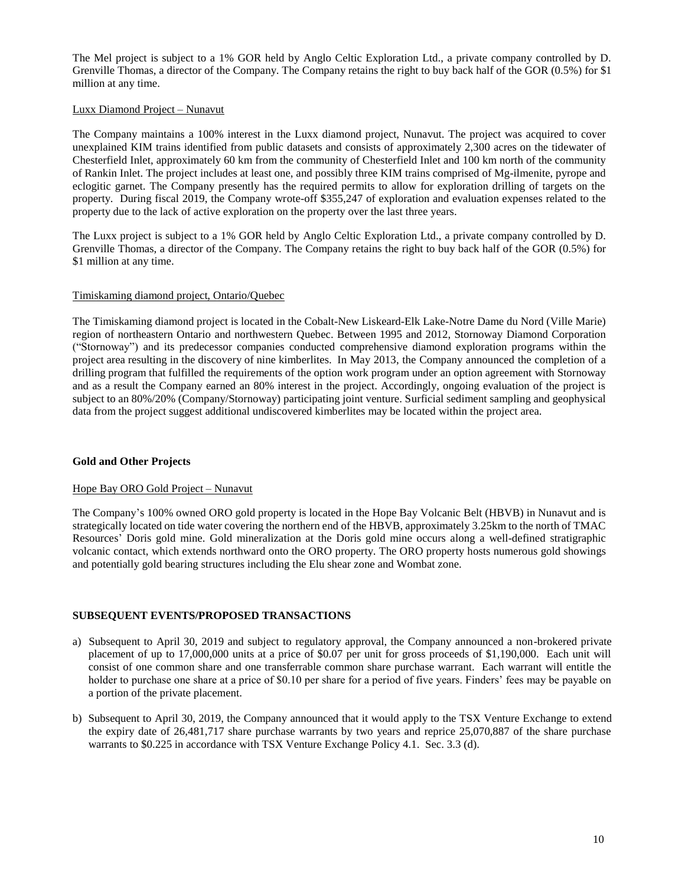The Mel project is subject to a 1% GOR held by Anglo Celtic Exploration Ltd., a private company controlled by D. Grenville Thomas, a director of the Company. The Company retains the right to buy back half of the GOR (0.5%) for $1 million at any time.

Luxx Diamond Project – Nunavut

The Company maintains a 100% interest in the Luxx diamond project, Nunavut. The project was acquired to cover unexplained KIM trains identified from public datasets and consists of approximately 2,300 acres on the tidewater of Chesterfield Inlet, approximately 60 km from the community of Chesterfield Inlet and 100 km north of the community of Rankin Inlet. The project includes at least one, and possibly three KIM trains comprised of Mg-ilmenite, pyrope and eclogitic garnet. The Company presently has the required permits to allow for exploration drilling of targets on the property. During fiscal 2019, the Company wrote-off $355,247 of exploration and evaluation expenses related to the property due to the lack of active exploration on the property over the last three years.

The Luxx project is subject to a 1% GOR held by Anglo Celtic Exploration Ltd., a private company controlled by D. Grenville Thomas, a director of the Company. The Company retains the right to buy back half of the GOR (0.5%) for $1 million at any time.

Timiskaming diamond project, Ontario/Quebec

The Timiskaming diamond project is located in the Cobalt-New Liskeard-Elk Lake-Notre Dame du Nord (Ville Marie) region of northeastern Ontario and northwestern Quebec. Between 1995 and 2012, Stornoway Diamond Corporation ("Stornoway") and its predecessor companies conducted comprehensive diamond exploration programs within the project area resulting in the discovery of nine kimberlites. In May 2013, the Company announced the completion of a drilling program that fulfilled the requirements of the option work program under an option agreement with Stornoway and as a result the Company earned an 80% interest in the project. Accordingly, ongoing evaluation of the project is subject to an 80%/20% (Company/Stornoway) participating joint venture. Surficial sediment sampling and geophysical data from the project suggest additional undiscovered kimberlites may be located within the project area.

**Gold and Other Projects**

Hope Bay ORO Gold Project – Nunavut

The Company's 100% owned ORO gold property is located in the Hope Bay Volcanic Belt (HBVB) in Nunavut and is strategically located on tide water covering the northern end of the HBVB, approximately 3.25km to the north of TMAC Resources' Doris gold mine. Gold mineralization at the Doris gold mine occurs along a well-defined stratigraphic volcanic contact, which extends northward onto the ORO property. The ORO property hosts numerous gold showings and potentially gold bearing structures including the Elu shear zone and Wombat zone.

**SUBSEQUENT EVENTS/PROPOSED TRANSACTIONS**

a) Subsequent to April 30, 2019 and subject to regulatory approval, the Company announced a non-brokered private placement of up to 17,000,000 units at a price of $0.07 per unit for gross proceeds of $1,190,000. Each unit will consist of one common share and one transferrable common share purchase warrant. Each warrant will entitle the holder to purchase one share at a price of $0.10 per share for a period of five years. Finders' fees may be payable on a portion of the private placement.

b) Subsequent to April 30, 2019, the Company announced that it would apply to the TSX Venture Exchange to extend the expiry date of 26,481,717 share purchase warrants by two years and reprice 25,070,887 of the share purchase warrants to $0.225 in accordance with TSX Venture Exchange Policy 4.1. Sec. 3.3 (d).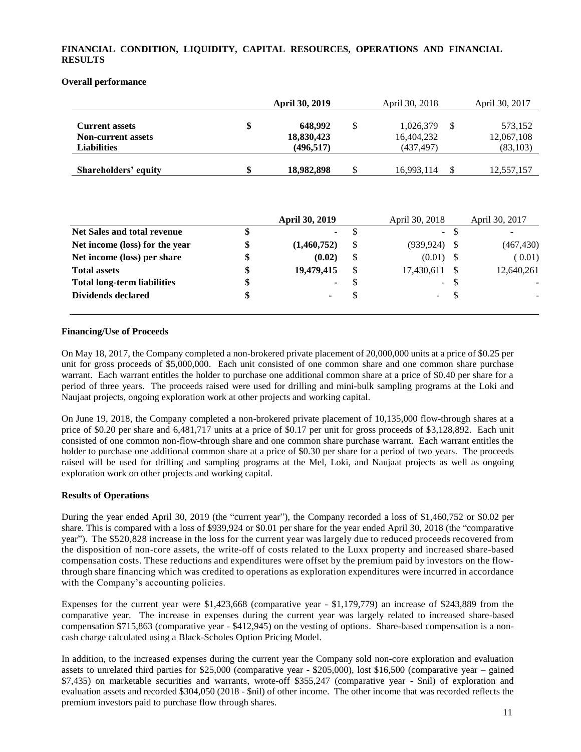## FINANCIAL CONDITION, LIQUIDITY, CAPITAL RESOURCES, OPERATIONS AND FINANCIAL RESULTS

### Overall performance

| | **April 30, 2019** | April 30, 2018 | April 30, 2017 |
|---|---|---|---|
| **Current assets** | **$ 648,992** | $ 1,026,379 | $ 573,152 |
| **Non-current assets** | **18,830,423** | 16,404,232 | 12,067,108 |
| **Liabilities** | **(496,517)** | (437,497) | (83,103) |
| **Shareholders' equity** | **$ 18,982,898** | $ 16,993,114 | $ 12,557,157 |

| | **April 30, 2019** | April 30, 2018 | April 30, 2017 |
|---|---|---|---|
| **Net Sales and total revenue** | **$ -** | $ - | $ - |
| **Net income (loss) for the year** | **$ (1,460,752)** | $ (939,924) | $ (467,430) |
| **Net income (loss) per share** | **$ (0.02)** | $ (0.01) | $ ( 0.01) |
| **Total assets** | **$ 19,479,415** | $ 17,430,611 | $ 12,640,261 |
| **Total long-term liabilities** | **$ -** | $ - | $ - |
| **Dividends declared** | **$ -** | $ - | $ - |

### Financing/Use of Proceeds

On May 18, 2017, the Company completed a non-brokered private placement of 20,000,000 units at a price of $0.25 per unit for gross proceeds of $5,000,000. Each unit consisted of one common share and one common share purchase warrant. Each warrant entitles the holder to purchase one additional common share at a price of $0.40 per share for a period of three years. The proceeds raised were used for drilling and mini-bulk sampling programs at the Loki and Naujaat projects, ongoing exploration work at other projects and working capital.

On June 19, 2018, the Company completed a non-brokered private placement of 10,135,000 flow-through shares at a price of $0.20 per share and 6,481,717 units at a price of $0.17 per unit for gross proceeds of $3,128,892. Each unit consisted of one common non-flow-through share and one common share purchase warrant. Each warrant entitles the holder to purchase one additional common share at a price of $0.30 per share for a period of two years. The proceeds raised will be used for drilling and sampling programs at the Mel, Loki, and Naujaat projects as well as ongoing exploration work on other projects and working capital.

### Results of Operations

During the year ended April 30, 2019 (the "current year"), the Company recorded a loss of $1,460,752 or $0.02 per share. This is compared with a loss of $939,924 or $0.01 per share for the year ended April 30, 2018 (the "comparative year"). The $520,828 increase in the loss for the current year was largely due to reduced proceeds recovered from the disposition of non-core assets, the write-off of costs related to the Luxx property and increased share-based compensation costs. These reductions and expenditures were offset by the premium paid by investors on the flow-through share financing which was credited to operations as exploration expenditures were incurred in accordance with the Company's accounting policies.

Expenses for the current year were $1,423,668 (comparative year - $1,179,779) an increase of $243,889 from the comparative year. The increase in expenses during the current year was largely related to increased share-based compensation $715,863 (comparative year - $412,945) on the vesting of options. Share-based compensation is a non-cash charge calculated using a Black-Scholes Option Pricing Model.

In addition, to the increased expenses during the current year the Company sold non-core exploration and evaluation assets to unrelated third parties for $25,000 (comparative year - $205,000), lost $16,500 (comparative year – gained $7,435) on marketable securities and warrants, wrote-off $355,247 (comparative year - $nil) of exploration and evaluation assets and recorded $304,050 (2018 - $nil) of other income. The other income that was recorded reflects the premium investors paid to purchase flow through shares.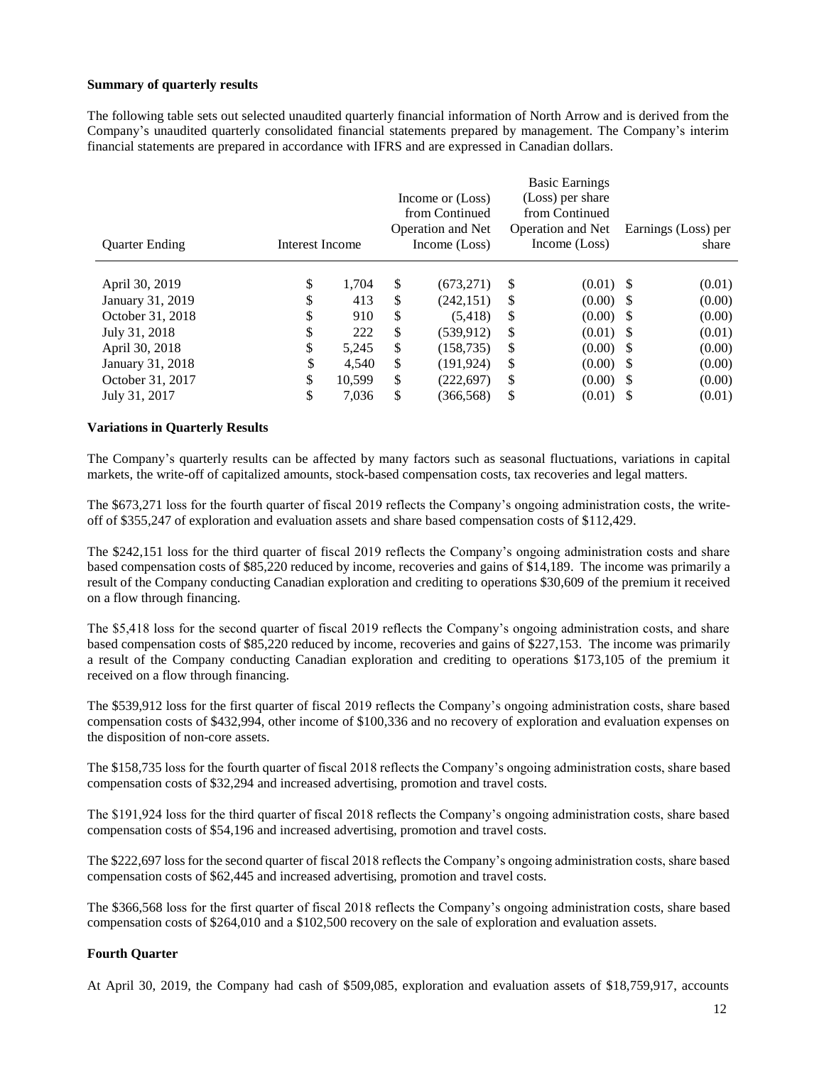**Summary of quarterly results**

The following table sets out selected unaudited quarterly financial information of North Arrow and is derived from the Company's unaudited quarterly consolidated financial statements prepared by management. The Company's interim financial statements are prepared in accordance with IFRS and are expressed in Canadian dollars.

| Quarter Ending | Interest Income | Income or (Loss) from Continued Operation and Net Income (Loss) | Basic Earnings (Loss) per share from Continued Operation and Net Income (Loss) | Earnings (Loss) per share |
|---|---|---|---|---|
| April 30, 2019 | $ 1,704 | $ (673,271) | $ (0.01) | $ (0.01) |
| January 31, 2019 | $ 413 | $ (242,151) | $ (0.00) | $ (0.00) |
| October 31, 2018 | $ 910 | $ (5,418) | $ (0.00) | $ (0.00) |
| July 31, 2018 | $ 222 | $ (539,912) | $ (0.01) | $ (0.01) |
| April 30, 2018 | $ 5,245 | $ (158,735) | $ (0.00) | $ (0.00) |
| January 31, 2018 | $ 4,540 | $ (191,924) | $ (0.00) | $ (0.00) |
| October 31, 2017 | $ 10,599 | $ (222,697) | $ (0.00) | $ (0.00) |
| July 31, 2017 | $ 7,036 | $ (366,568) | $ (0.01) | $ (0.01) |

**Variations in Quarterly Results**

The Company's quarterly results can be affected by many factors such as seasonal fluctuations, variations in capital markets, the write-off of capitalized amounts, stock-based compensation costs, tax recoveries and legal matters.

The $673,271 loss for the fourth quarter of fiscal 2019 reflects the Company's ongoing administration costs, the write-off of $355,247 of exploration and evaluation assets and share based compensation costs of $112,429.

The $242,151 loss for the third quarter of fiscal 2019 reflects the Company's ongoing administration costs and share based compensation costs of $85,220 reduced by income, recoveries and gains of $14,189. The income was primarily a result of the Company conducting Canadian exploration and crediting to operations $30,609 of the premium it received on a flow through financing.

The $5,418 loss for the second quarter of fiscal 2019 reflects the Company's ongoing administration costs, and share based compensation costs of $85,220 reduced by income, recoveries and gains of $227,153. The income was primarily a result of the Company conducting Canadian exploration and crediting to operations $173,105 of the premium it received on a flow through financing.

The $539,912 loss for the first quarter of fiscal 2019 reflects the Company's ongoing administration costs, share based compensation costs of $432,994, other income of $100,336 and no recovery of exploration and evaluation expenses on the disposition of non-core assets.

The $158,735 loss for the fourth quarter of fiscal 2018 reflects the Company's ongoing administration costs, share based compensation costs of $32,294 and increased advertising, promotion and travel costs.

The $191,924 loss for the third quarter of fiscal 2018 reflects the Company's ongoing administration costs, share based compensation costs of $54,196 and increased advertising, promotion and travel costs.

The $222,697 loss for the second quarter of fiscal 2018 reflects the Company's ongoing administration costs, share based compensation costs of $62,445 and increased advertising, promotion and travel costs.

The $366,568 loss for the first quarter of fiscal 2018 reflects the Company's ongoing administration costs, share based compensation costs of $264,010 and a $102,500 recovery on the sale of exploration and evaluation assets.

**Fourth Quarter**

At April 30, 2019, the Company had cash of $509,085, exploration and evaluation assets of $18,759,917, accounts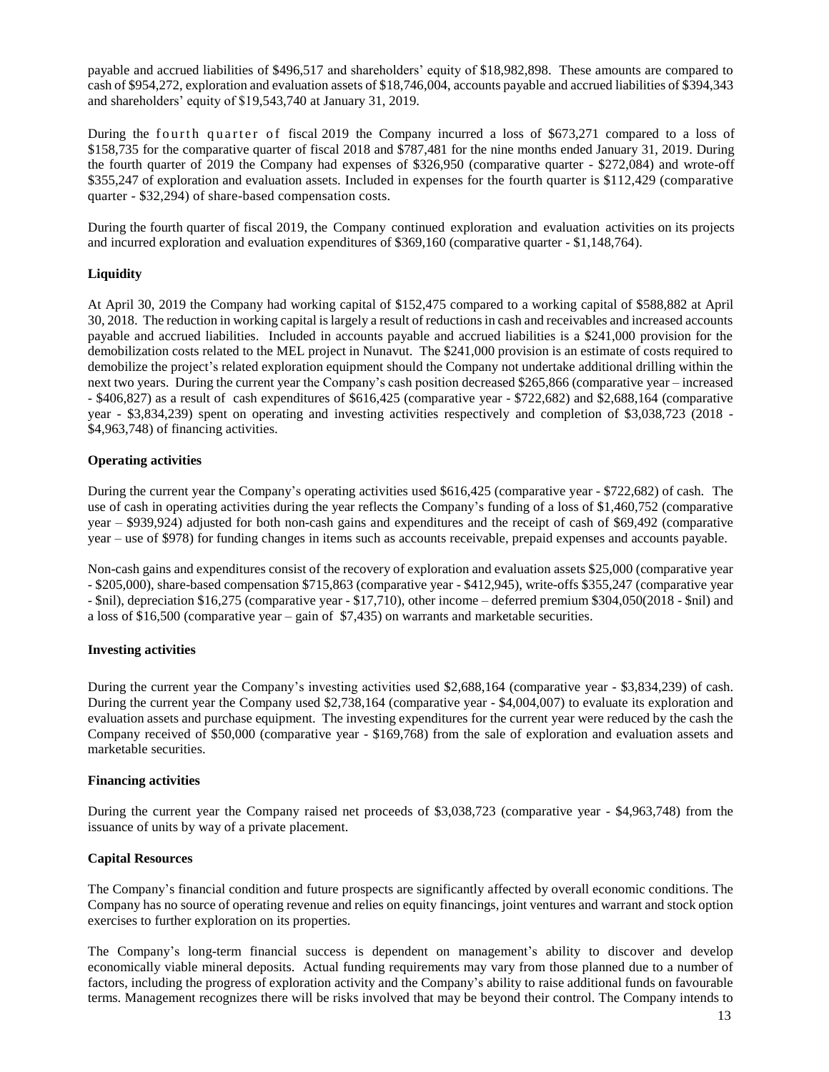payable and accrued liabilities of $496,517 and shareholders' equity of $18,982,898. These amounts are compared to cash of $954,272, exploration and evaluation assets of $18,746,004, accounts payable and accrued liabilities of $394,343 and shareholders' equity of $19,543,740 at January 31, 2019.

During the fourth quarter of fiscal 2019 the Company incurred a loss of $673,271 compared to a loss of $158,735 for the comparative quarter of fiscal 2018 and $787,481 for the nine months ended January 31, 2019. During the fourth quarter of 2019 the Company had expenses of $326,950 (comparative quarter - $272,084) and wrote-off $355,247 of exploration and evaluation assets. Included in expenses for the fourth quarter is $112,429 (comparative quarter - $32,294) of share-based compensation costs.

During the fourth quarter of fiscal 2019, the Company continued exploration and evaluation activities on its projects and incurred exploration and evaluation expenditures of $369,160 (comparative quarter - $1,148,764).

**Liquidity**

At April 30, 2019 the Company had working capital of $152,475 compared to a working capital of $588,882 at April 30, 2018. The reduction in working capital is largely a result of reductions in cash and receivables and increased accounts payable and accrued liabilities. Included in accounts payable and accrued liabilities is a $241,000 provision for the demobilization costs related to the MEL project in Nunavut. The $241,000 provision is an estimate of costs required to demobilize the project's related exploration equipment should the Company not undertake additional drilling within the next two years. During the current year the Company's cash position decreased $265,866 (comparative year – increased - $406,827) as a result of cash expenditures of $616,425 (comparative year - $722,682) and $2,688,164 (comparative year - $3,834,239) spent on operating and investing activities respectively and completion of $3,038,723 (2018 - $4,963,748) of financing activities.

**Operating activities**

During the current year the Company's operating activities used $616,425 (comparative year - $722,682) of cash. The use of cash in operating activities during the year reflects the Company's funding of a loss of $1,460,752 (comparative year – $939,924) adjusted for both non-cash gains and expenditures and the receipt of cash of $69,492 (comparative year – use of $978) for funding changes in items such as accounts receivable, prepaid expenses and accounts payable.

Non-cash gains and expenditures consist of the recovery of exploration and evaluation assets $25,000 (comparative year - $205,000), share-based compensation $715,863 (comparative year - $412,945), write-offs $355,247 (comparative year - $nil), depreciation $16,275 (comparative year - $17,710), other income – deferred premium $304,050(2018 - $nil) and a loss of $16,500 (comparative year – gain of $7,435) on warrants and marketable securities.

**Investing activities**

During the current year the Company's investing activities used $2,688,164 (comparative year - $3,834,239) of cash. During the current year the Company used $2,738,164 (comparative year - $4,004,007) to evaluate its exploration and evaluation assets and purchase equipment. The investing expenditures for the current year were reduced by the cash the Company received of $50,000 (comparative year - $169,768) from the sale of exploration and evaluation assets and marketable securities.

**Financing activities**

During the current year the Company raised net proceeds of $3,038,723 (comparative year - $4,963,748) from the issuance of units by way of a private placement.

**Capital Resources**

The Company's financial condition and future prospects are significantly affected by overall economic conditions. The Company has no source of operating revenue and relies on equity financings, joint ventures and warrant and stock option exercises to further exploration on its properties.

The Company's long-term financial success is dependent on management's ability to discover and develop economically viable mineral deposits. Actual funding requirements may vary from those planned due to a number of factors, including the progress of exploration activity and the Company's ability to raise additional funds on favourable terms. Management recognizes there will be risks involved that may be beyond their control. The Company intends to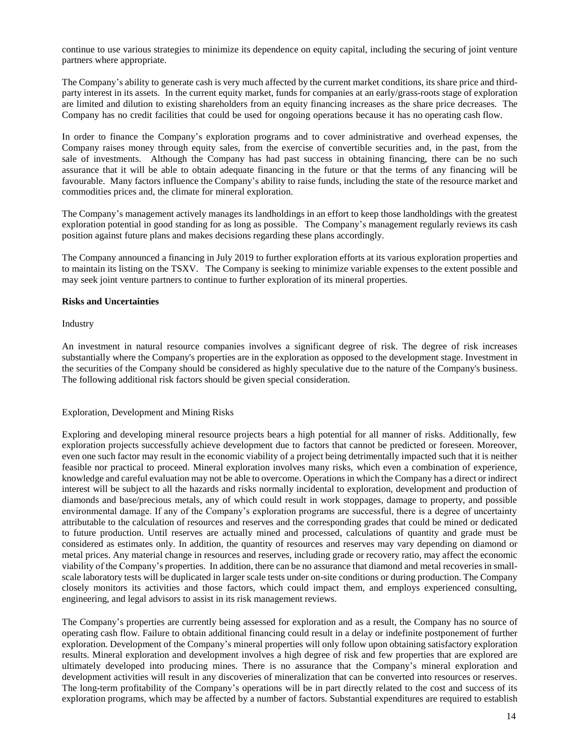continue to use various strategies to minimize its dependence on equity capital, including the securing of joint venture partners where appropriate.

The Company's ability to generate cash is very much affected by the current market conditions, its share price and third-party interest in its assets. In the current equity market, funds for companies at an early/grass-roots stage of exploration are limited and dilution to existing shareholders from an equity financing increases as the share price decreases. The Company has no credit facilities that could be used for ongoing operations because it has no operating cash flow.

In order to finance the Company's exploration programs and to cover administrative and overhead expenses, the Company raises money through equity sales, from the exercise of convertible securities and, in the past, from the sale of investments. Although the Company has had past success in obtaining financing, there can be no such assurance that it will be able to obtain adequate financing in the future or that the terms of any financing will be favourable. Many factors influence the Company's ability to raise funds, including the state of the resource market and commodities prices and, the climate for mineral exploration.

The Company's management actively manages its landholdings in an effort to keep those landholdings with the greatest exploration potential in good standing for as long as possible. The Company's management regularly reviews its cash position against future plans and makes decisions regarding these plans accordingly.

The Company announced a financing in July 2019 to further exploration efforts at its various exploration properties and to maintain its listing on the TSXV. The Company is seeking to minimize variable expenses to the extent possible and may seek joint venture partners to continue to further exploration of its mineral properties.

**Risks and Uncertainties**

Industry

An investment in natural resource companies involves a significant degree of risk. The degree of risk increases substantially where the Company's properties are in the exploration as opposed to the development stage. Investment in the securities of the Company should be considered as highly speculative due to the nature of the Company's business. The following additional risk factors should be given special consideration.

Exploration, Development and Mining Risks

Exploring and developing mineral resource projects bears a high potential for all manner of risks. Additionally, few exploration projects successfully achieve development due to factors that cannot be predicted or foreseen. Moreover, even one such factor may result in the economic viability of a project being detrimentally impacted such that it is neither feasible nor practical to proceed. Mineral exploration involves many risks, which even a combination of experience, knowledge and careful evaluation may not be able to overcome. Operations in which the Company has a direct or indirect interest will be subject to all the hazards and risks normally incidental to exploration, development and production of diamonds and base/precious metals, any of which could result in work stoppages, damage to property, and possible environmental damage. If any of the Company's exploration programs are successful, there is a degree of uncertainty attributable to the calculation of resources and reserves and the corresponding grades that could be mined or dedicated to future production. Until reserves are actually mined and processed, calculations of quantity and grade must be considered as estimates only. In addition, the quantity of resources and reserves may vary depending on diamond or metal prices. Any material change in resources and reserves, including grade or recovery ratio, may affect the economic viability of the Company's properties. In addition, there can be no assurance that diamond and metal recoveries in small-scale laboratory tests will be duplicated in larger scale tests under on-site conditions or during production. The Company closely monitors its activities and those factors, which could impact them, and employs experienced consulting, engineering, and legal advisors to assist in its risk management reviews.

The Company's properties are currently being assessed for exploration and as a result, the Company has no source of operating cash flow. Failure to obtain additional financing could result in a delay or indefinite postponement of further exploration. Development of the Company's mineral properties will only follow upon obtaining satisfactory exploration results. Mineral exploration and development involves a high degree of risk and few properties that are explored are ultimately developed into producing mines. There is no assurance that the Company's mineral exploration and development activities will result in any discoveries of mineralization that can be converted into resources or reserves. The long-term profitability of the Company's operations will be in part directly related to the cost and success of its exploration programs, which may be affected by a number of factors. Substantial expenditures are required to establish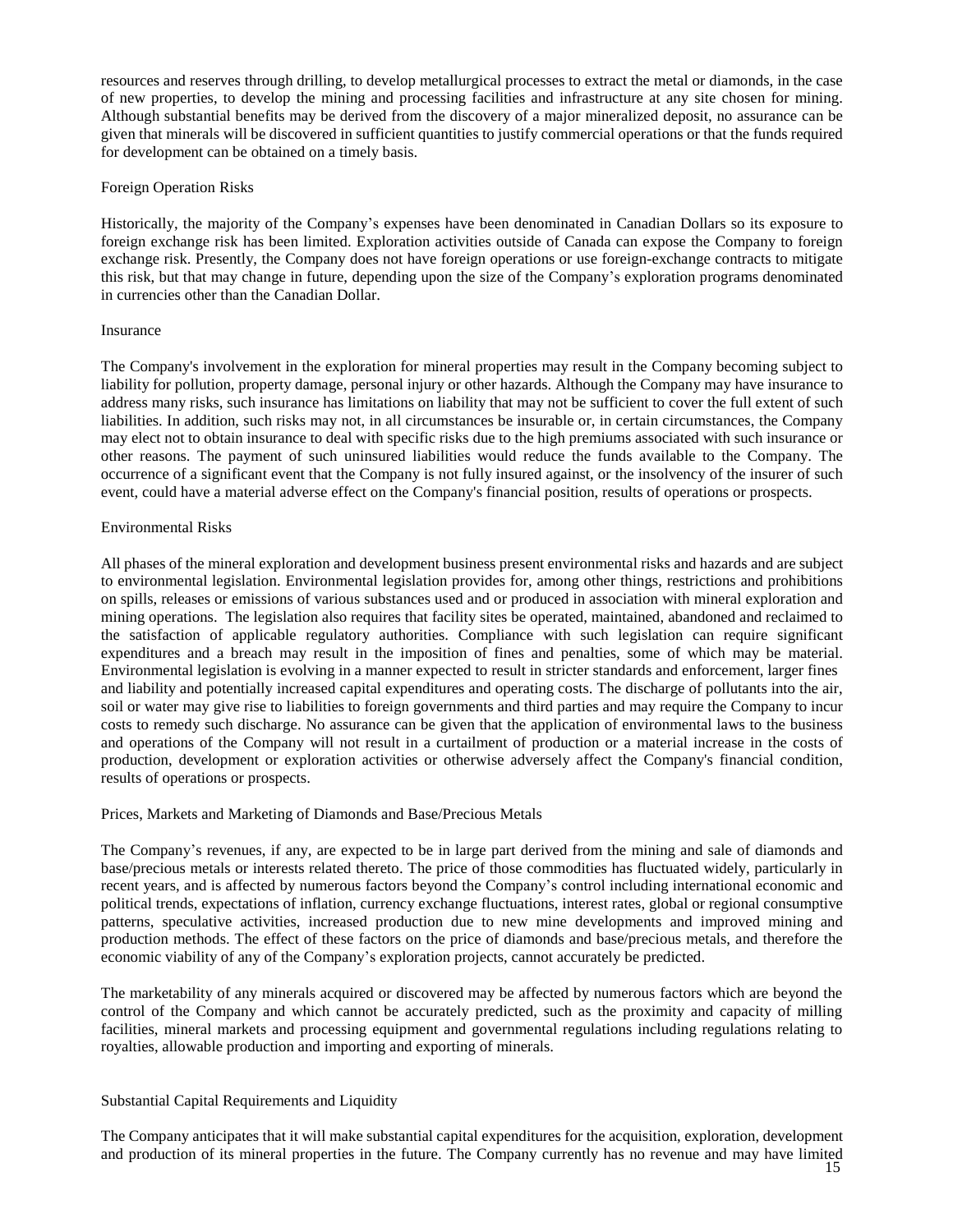resources and reserves through drilling, to develop metallurgical processes to extract the metal or diamonds, in the case of new properties, to develop the mining and processing facilities and infrastructure at any site chosen for mining. Although substantial benefits may be derived from the discovery of a major mineralized deposit, no assurance can be given that minerals will be discovered in sufficient quantities to justify commercial operations or that the funds required for development can be obtained on a timely basis.

### Foreign Operation Risks

Historically, the majority of the Company's expenses have been denominated in Canadian Dollars so its exposure to foreign exchange risk has been limited. Exploration activities outside of Canada can expose the Company to foreign exchange risk. Presently, the Company does not have foreign operations or use foreign-exchange contracts to mitigate this risk, but that may change in future, depending upon the size of the Company's exploration programs denominated in currencies other than the Canadian Dollar.

### Insurance

The Company's involvement in the exploration for mineral properties may result in the Company becoming subject to liability for pollution, property damage, personal injury or other hazards. Although the Company may have insurance to address many risks, such insurance has limitations on liability that may not be sufficient to cover the full extent of such liabilities. In addition, such risks may not, in all circumstances be insurable or, in certain circumstances, the Company may elect not to obtain insurance to deal with specific risks due to the high premiums associated with such insurance or other reasons. The payment of such uninsured liabilities would reduce the funds available to the Company. The occurrence of a significant event that the Company is not fully insured against, or the insolvency of the insurer of such event, could have a material adverse effect on the Company's financial position, results of operations or prospects.

### Environmental Risks

All phases of the mineral exploration and development business present environmental risks and hazards and are subject to environmental legislation. Environmental legislation provides for, among other things, restrictions and prohibitions on spills, releases or emissions of various substances used and or produced in association with mineral exploration and mining operations. The legislation also requires that facility sites be operated, maintained, abandoned and reclaimed to the satisfaction of applicable regulatory authorities. Compliance with such legislation can require significant expenditures and a breach may result in the imposition of fines and penalties, some of which may be material. Environmental legislation is evolving in a manner expected to result in stricter standards and enforcement, larger fines and liability and potentially increased capital expenditures and operating costs. The discharge of pollutants into the air, soil or water may give rise to liabilities to foreign governments and third parties and may require the Company to incur costs to remedy such discharge. No assurance can be given that the application of environmental laws to the business and operations of the Company will not result in a curtailment of production or a material increase in the costs of production, development or exploration activities or otherwise adversely affect the Company's financial condition, results of operations or prospects.

### Prices, Markets and Marketing of Diamonds and Base/Precious Metals

The Company's revenues, if any, are expected to be in large part derived from the mining and sale of diamonds and base/precious metals or interests related thereto. The price of those commodities has fluctuated widely, particularly in recent years, and is affected by numerous factors beyond the Company's control including international economic and political trends, expectations of inflation, currency exchange fluctuations, interest rates, global or regional consumptive patterns, speculative activities, increased production due to new mine developments and improved mining and production methods. The effect of these factors on the price of diamonds and base/precious metals, and therefore the economic viability of any of the Company's exploration projects, cannot accurately be predicted.

The marketability of any minerals acquired or discovered may be affected by numerous factors which are beyond the control of the Company and which cannot be accurately predicted, such as the proximity and capacity of milling facilities, mineral markets and processing equipment and governmental regulations including regulations relating to royalties, allowable production and importing and exporting of minerals.

### Substantial Capital Requirements and Liquidity

The Company anticipates that it will make substantial capital expenditures for the acquisition, exploration, development and production of its mineral properties in the future. The Company currently has no revenue and may have limited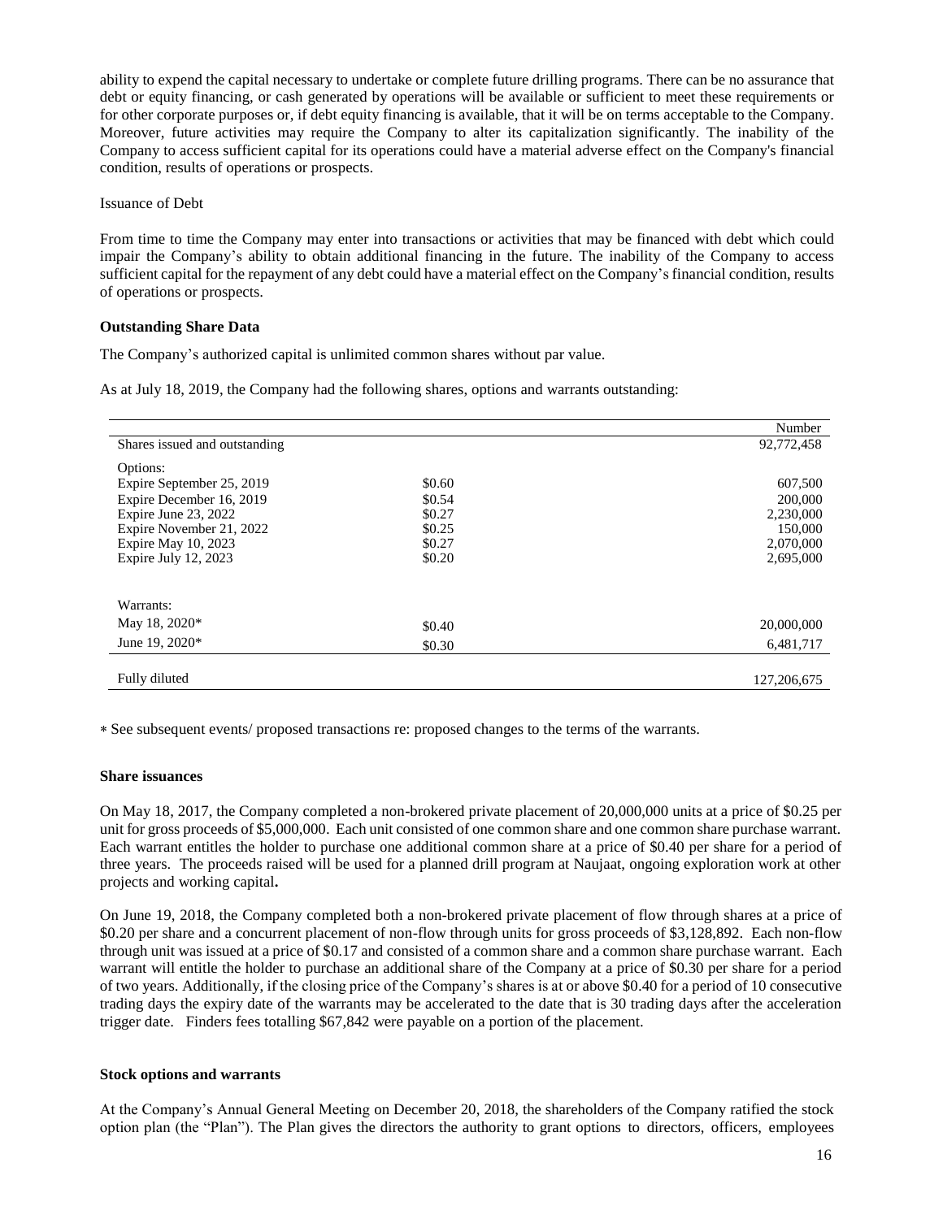ability to expend the capital necessary to undertake or complete future drilling programs. There can be no assurance that debt or equity financing, or cash generated by operations will be available or sufficient to meet these requirements or for other corporate purposes or, if debt equity financing is available, that it will be on terms acceptable to the Company. Moreover, future activities may require the Company to alter its capitalization significantly. The inability of the Company to access sufficient capital for its operations could have a material adverse effect on the Company's financial condition, results of operations or prospects.

Issuance of Debt

From time to time the Company may enter into transactions or activities that may be financed with debt which could impair the Company's ability to obtain additional financing in the future. The inability of the Company to access sufficient capital for the repayment of any debt could have a material effect on the Company's financial condition, results of operations or prospects.

**Outstanding Share Data**

The Company's authorized capital is unlimited common shares without par value.

As at July 18, 2019, the Company had the following shares, options and warrants outstanding:

| | | Number |
|---|---|---|
| Shares issued and outstanding | | 92,772,458 |
| Options: | | |
| Expire September 25, 2019 | $0.60 | 607,500 |
| Expire December 16, 2019 | $0.54 | 200,000 |
| Expire June 23, 2022 | $0.27 | 2,230,000 |
| Expire November 21, 2022 | $0.25 | 150,000 |
| Expire May 10, 2023 | $0.27 | 2,070,000 |
| Expire July 12, 2023 | $0.20 | 2,695,000 |
| Warrants: | | |
| May 18, 2020* | $0.40 | 20,000,000 |
| June 19, 2020* | $0.30 | 6,481,717 |
| Fully diluted | | 127,206,675 |

* See subsequent events/ proposed transactions re: proposed changes to the terms of the warrants.

**Share issuances**

On May 18, 2017, the Company completed a non-brokered private placement of 20,000,000 units at a price of $0.25 per unit for gross proceeds of $5,000,000. Each unit consisted of one common share and one common share purchase warrant. Each warrant entitles the holder to purchase one additional common share at a price of $0.40 per share for a period of three years. The proceeds raised will be used for a planned drill program at Naujaat, ongoing exploration work at other projects and working capital**.**

On June 19, 2018, the Company completed both a non-brokered private placement of flow through shares at a price of $0.20 per share and a concurrent placement of non-flow through units for gross proceeds of $3,128,892. Each non-flow through unit was issued at a price of $0.17 and consisted of a common share and a common share purchase warrant. Each warrant will entitle the holder to purchase an additional share of the Company at a price of $0.30 per share for a period of two years. Additionally, if the closing price of the Company's shares is at or above $0.40 for a period of 10 consecutive trading days the expiry date of the warrants may be accelerated to the date that is 30 trading days after the acceleration trigger date. Finders fees totalling $67,842 were payable on a portion of the placement.

**Stock options and warrants**

At the Company's Annual General Meeting on December 20, 2018, the shareholders of the Company ratified the stock option plan (the "Plan"). The Plan gives the directors the authority to grant options to directors, officers, employees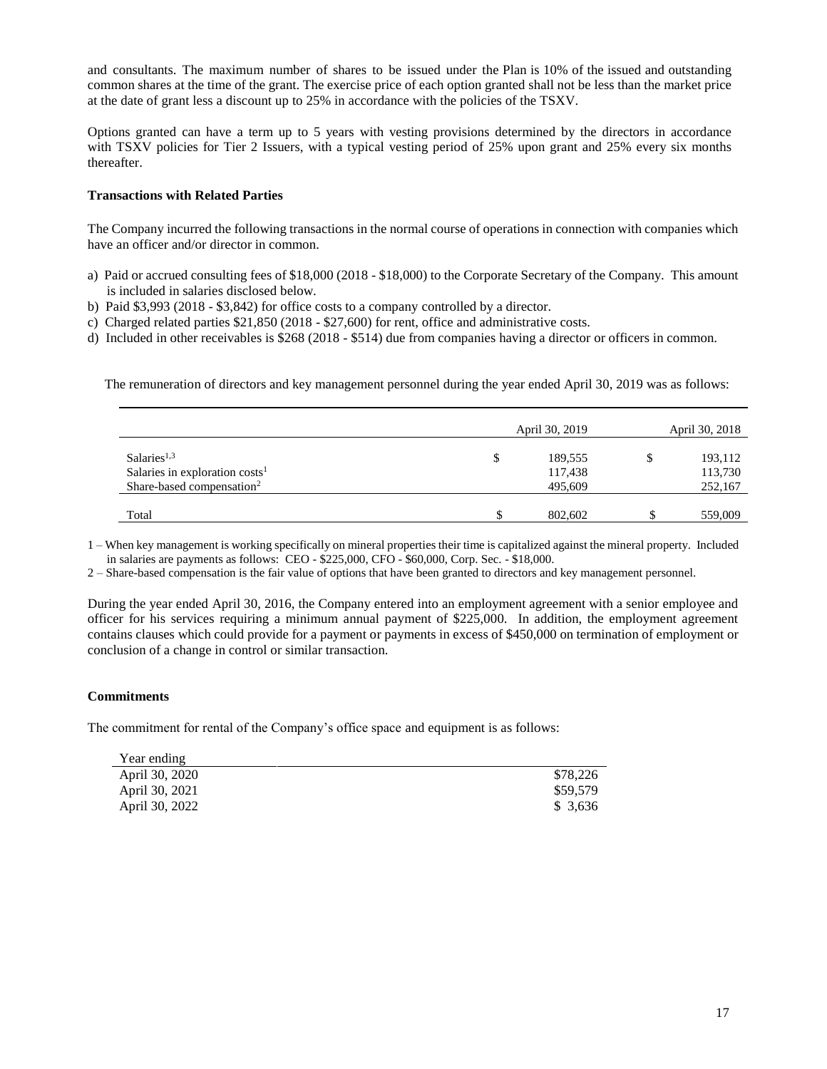and consultants. The maximum number of shares to be issued under the Plan is 10% of the issued and outstanding common shares at the time of the grant. The exercise price of each option granted shall not be less than the market price at the date of grant less a discount up to 25% in accordance with the policies of the TSXV.

Options granted can have a term up to 5 years with vesting provisions determined by the directors in accordance with TSXV policies for Tier 2 Issuers, with a typical vesting period of 25% upon grant and 25% every six months thereafter.

**Transactions with Related Parties**

The Company incurred the following transactions in the normal course of operations in connection with companies which have an officer and/or director in common.

a) Paid or accrued consulting fees of $18,000 (2018 - $18,000) to the Corporate Secretary of the Company. This amount is included in salaries disclosed below.
b) Paid $3,993 (2018 - $3,842) for office costs to a company controlled by a director.
c) Charged related parties $21,850 (2018 - $27,600) for rent, office and administrative costs.
d) Included in other receivables is $268 (2018 - $514) due from companies having a director or officers in common.

The remuneration of directors and key management personnel during the year ended April 30, 2019 was as follows:

| | April 30, 2019 | | April 30, 2018 | |
|---|---|---|---|---|
| Salaries[1,3] | $ | 189,555 | $ | 193,112 |
| Salaries in exploration costs[1] | | 117,438 | | 113,730 |
| Share-based compensation[2] | | 495,609 | | 252,167 |
| Total | $ | 802,602 | $ | 559,009 |

1 – When key management is working specifically on mineral properties their time is capitalized against the mineral property. Included in salaries are payments as follows: CEO - $225,000, CFO - $60,000, Corp. Sec. - $18,000.

2 – Share-based compensation is the fair value of options that have been granted to directors and key management personnel.

During the year ended April 30, 2016, the Company entered into an employment agreement with a senior employee and officer for his services requiring a minimum annual payment of $225,000. In addition, the employment agreement contains clauses which could provide for a payment or payments in excess of $450,000 on termination of employment or conclusion of a change in control or similar transaction.

**Commitments**

The commitment for rental of the Company's office space and equipment is as follows:

| Year ending | |
|---|---|
| April 30, 2020 | $78,226 |
| April 30, 2021 | $59,579 |
| April 30, 2022 | $ 3,636 |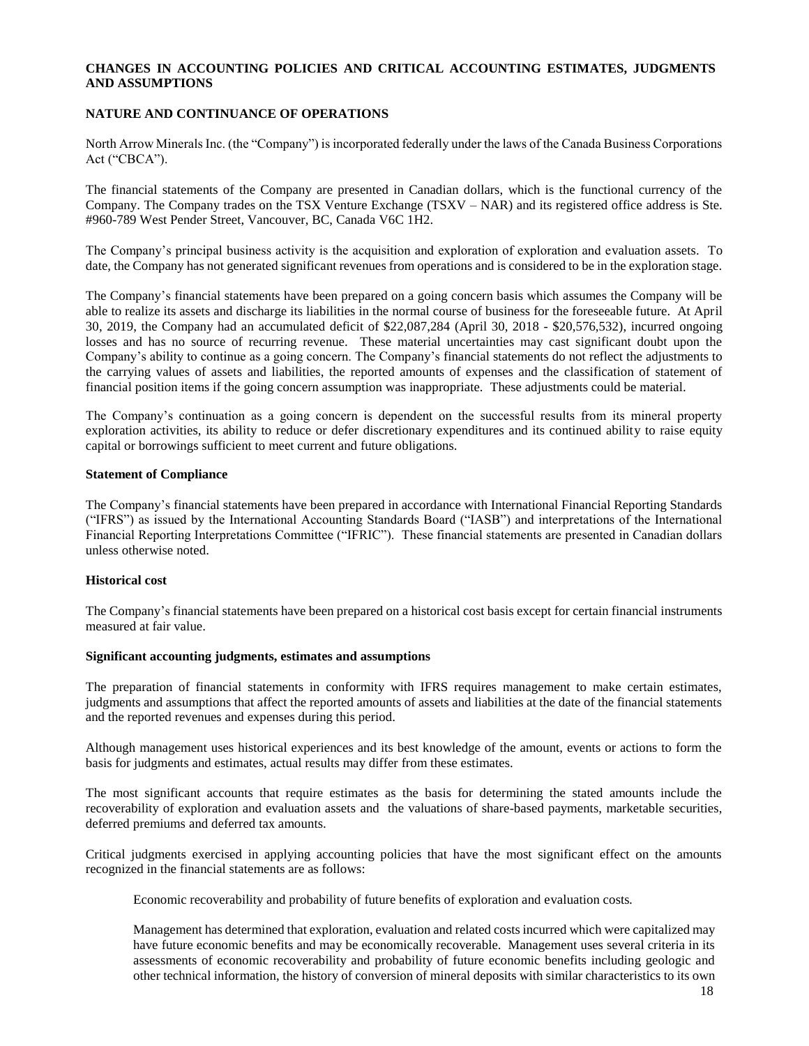## CHANGES IN ACCOUNTING POLICIES AND CRITICAL ACCOUNTING ESTIMATES, JUDGMENTS AND ASSUMPTIONS

### NATURE AND CONTINUANCE OF OPERATIONS

North Arrow Minerals Inc. (the "Company") is incorporated federally under the laws of the Canada Business Corporations Act ("CBCA").

The financial statements of the Company are presented in Canadian dollars, which is the functional currency of the Company. The Company trades on the TSX Venture Exchange (TSXV – NAR) and its registered office address is Ste. #960-789 West Pender Street, Vancouver, BC, Canada V6C 1H2.

The Company's principal business activity is the acquisition and exploration of exploration and evaluation assets. To date, the Company has not generated significant revenues from operations and is considered to be in the exploration stage.

The Company's financial statements have been prepared on a going concern basis which assumes the Company will be able to realize its assets and discharge its liabilities in the normal course of business for the foreseeable future. At April 30, 2019, the Company had an accumulated deficit of $22,087,284 (April 30, 2018 - $20,576,532), incurred ongoing losses and has no source of recurring revenue. These material uncertainties may cast significant doubt upon the Company's ability to continue as a going concern. The Company's financial statements do not reflect the adjustments to the carrying values of assets and liabilities, the reported amounts of expenses and the classification of statement of financial position items if the going concern assumption was inappropriate. These adjustments could be material.

The Company's continuation as a going concern is dependent on the successful results from its mineral property exploration activities, its ability to reduce or defer discretionary expenditures and its continued ability to raise equity capital or borrowings sufficient to meet current and future obligations.

**Statement of Compliance**

The Company's financial statements have been prepared in accordance with International Financial Reporting Standards ("IFRS") as issued by the International Accounting Standards Board ("IASB") and interpretations of the International Financial Reporting Interpretations Committee ("IFRIC"). These financial statements are presented in Canadian dollars unless otherwise noted.

**Historical cost**

The Company's financial statements have been prepared on a historical cost basis except for certain financial instruments measured at fair value.

**Significant accounting judgments, estimates and assumptions**

The preparation of financial statements in conformity with IFRS requires management to make certain estimates, judgments and assumptions that affect the reported amounts of assets and liabilities at the date of the financial statements and the reported revenues and expenses during this period.

Although management uses historical experiences and its best knowledge of the amount, events or actions to form the basis for judgments and estimates, actual results may differ from these estimates.

The most significant accounts that require estimates as the basis for determining the stated amounts include the recoverability of exploration and evaluation assets and the valuations of share-based payments, marketable securities, deferred premiums and deferred tax amounts.

Critical judgments exercised in applying accounting policies that have the most significant effect on the amounts recognized in the financial statements are as follows:

Economic recoverability and probability of future benefits of exploration and evaluation costs*.*

Management has determined that exploration, evaluation and related costs incurred which were capitalized may have future economic benefits and may be economically recoverable. Management uses several criteria in its assessments of economic recoverability and probability of future economic benefits including geologic and other technical information, the history of conversion of mineral deposits with similar characteristics to its own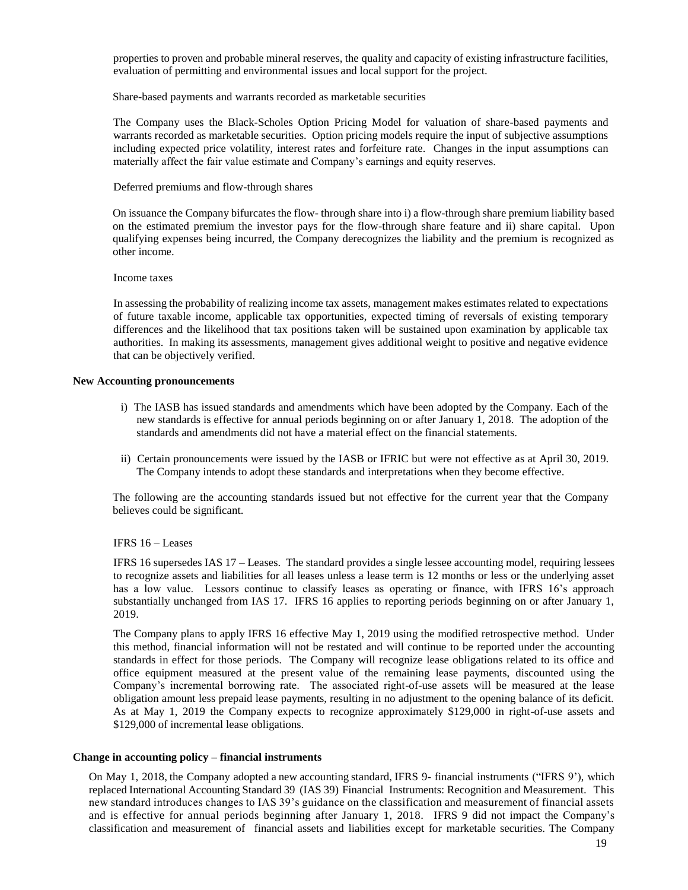properties to proven and probable mineral reserves, the quality and capacity of existing infrastructure facilities, evaluation of permitting and environmental issues and local support for the project.

Share-based payments and warrants recorded as marketable securities

The Company uses the Black-Scholes Option Pricing Model for valuation of share-based payments and warrants recorded as marketable securities. Option pricing models require the input of subjective assumptions including expected price volatility, interest rates and forfeiture rate. Changes in the input assumptions can materially affect the fair value estimate and Company's earnings and equity reserves.

Deferred premiums and flow-through shares

On issuance the Company bifurcates the flow- through share into i) a flow-through share premium liability based on the estimated premium the investor pays for the flow-through share feature and ii) share capital. Upon qualifying expenses being incurred, the Company derecognizes the liability and the premium is recognized as other income.

Income taxes

In assessing the probability of realizing income tax assets, management makes estimates related to expectations of future taxable income, applicable tax opportunities, expected timing of reversals of existing temporary differences and the likelihood that tax positions taken will be sustained upon examination by applicable tax authorities. In making its assessments, management gives additional weight to positive and negative evidence that can be objectively verified.

**New Accounting pronouncements**

i) The IASB has issued standards and amendments which have been adopted by the Company. Each of the new standards is effective for annual periods beginning on or after January 1, 2018. The adoption of the standards and amendments did not have a material effect on the financial statements.

ii) Certain pronouncements were issued by the IASB or IFRIC but were not effective as at April 30, 2019. The Company intends to adopt these standards and interpretations when they become effective.

The following are the accounting standards issued but not effective for the current year that the Company believes could be significant.

IFRS 16 – Leases

IFRS 16 supersedes IAS 17 – Leases. The standard provides a single lessee accounting model, requiring lessees to recognize assets and liabilities for all leases unless a lease term is 12 months or less or the underlying asset has a low value. Lessors continue to classify leases as operating or finance, with IFRS 16's approach substantially unchanged from IAS 17. IFRS 16 applies to reporting periods beginning on or after January 1, 2019.

The Company plans to apply IFRS 16 effective May 1, 2019 using the modified retrospective method. Under this method, financial information will not be restated and will continue to be reported under the accounting standards in effect for those periods. The Company will recognize lease obligations related to its office and office equipment measured at the present value of the remaining lease payments, discounted using the Company's incremental borrowing rate. The associated right-of-use assets will be measured at the lease obligation amount less prepaid lease payments, resulting in no adjustment to the opening balance of its deficit. As at May 1, 2019 the Company expects to recognize approximately $129,000 in right-of-use assets and $129,000 of incremental lease obligations.

**Change in accounting policy – financial instruments**

On May 1, 2018, the Company adopted a new accounting standard, IFRS 9- financial instruments ("IFRS 9'), which replaced International Accounting Standard 39 (IAS 39) Financial Instruments: Recognition and Measurement. This new standard introduces changes to IAS 39's guidance on the classification and measurement of financial assets and is effective for annual periods beginning after January 1, 2018. IFRS 9 did not impact the Company's classification and measurement of financial assets and liabilities except for marketable securities. The Company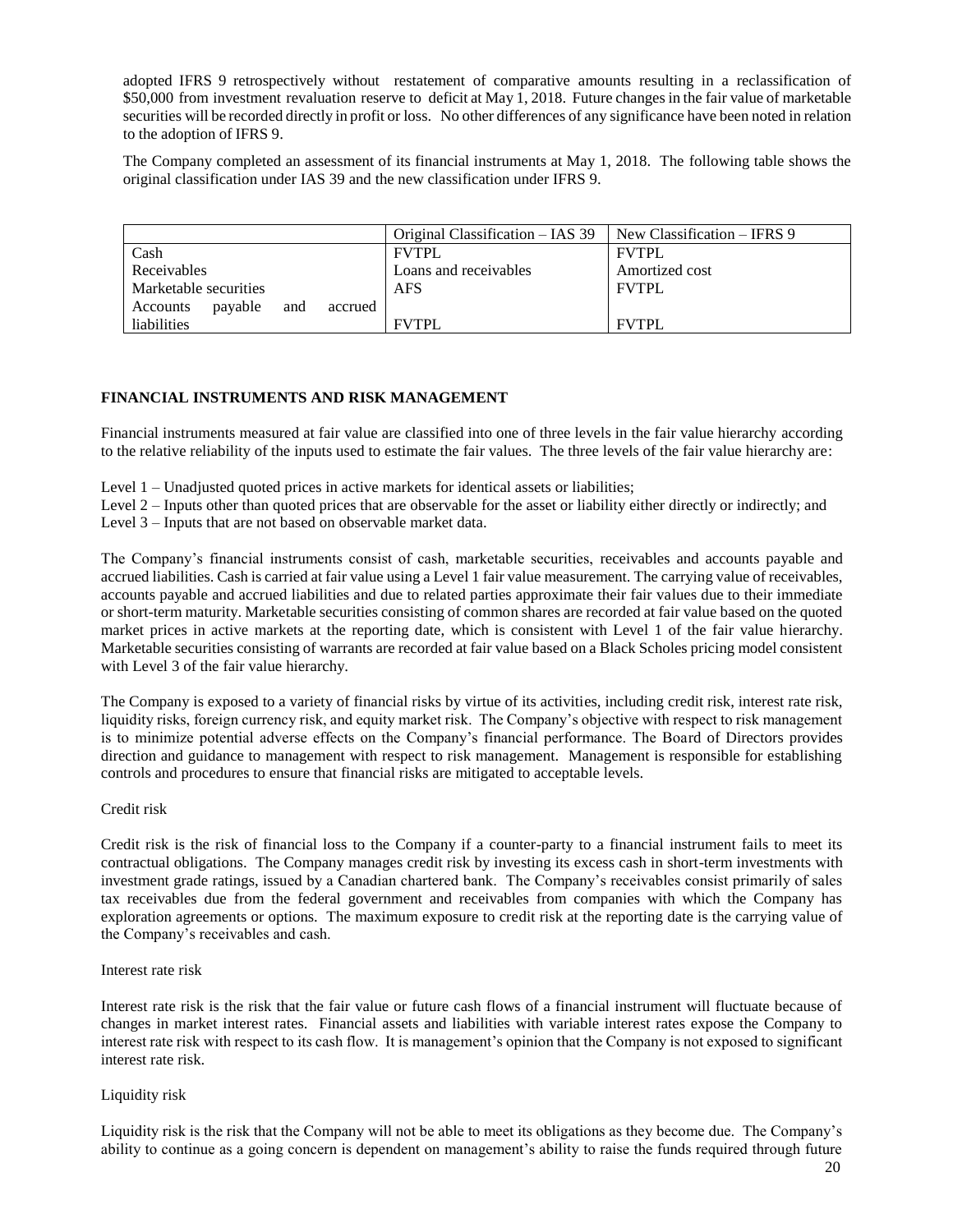adopted IFRS 9 retrospectively without restatement of comparative amounts resulting in a reclassification of $50,000 from investment revaluation reserve to deficit at May 1, 2018. Future changes in the fair value of marketable securities will be recorded directly in profit or loss. No other differences of any significance have been noted in relation to the adoption of IFRS 9.

The Company completed an assessment of its financial instruments at May 1, 2018. The following table shows the original classification under IAS 39 and the new classification under IFRS 9.

| | Original Classification – IAS 39 | New Classification – IFRS 9 |
|---|---|---|
| Cash | FVTPL | FVTPL |
| Receivables | Loans and receivables | Amortized cost |
| Marketable securities | AFS | FVTPL |
| Accounts payable and accrued liabilities | FVTPL | FVTPL |

## FINANCIAL INSTRUMENTS AND RISK MANAGEMENT

Financial instruments measured at fair value are classified into one of three levels in the fair value hierarchy according to the relative reliability of the inputs used to estimate the fair values. The three levels of the fair value hierarchy are:

Level 1 – Unadjusted quoted prices in active markets for identical assets or liabilities;
Level 2 – Inputs other than quoted prices that are observable for the asset or liability either directly or indirectly; and
Level 3 – Inputs that are not based on observable market data.

The Company's financial instruments consist of cash, marketable securities, receivables and accounts payable and accrued liabilities. Cash is carried at fair value using a Level 1 fair value measurement. The carrying value of receivables, accounts payable and accrued liabilities and due to related parties approximate their fair values due to their immediate or short-term maturity. Marketable securities consisting of common shares are recorded at fair value based on the quoted market prices in active markets at the reporting date, which is consistent with Level 1 of the fair value hierarchy. Marketable securities consisting of warrants are recorded at fair value based on a Black Scholes pricing model consistent with Level 3 of the fair value hierarchy.

The Company is exposed to a variety of financial risks by virtue of its activities, including credit risk, interest rate risk, liquidity risks, foreign currency risk, and equity market risk. The Company's objective with respect to risk management is to minimize potential adverse effects on the Company's financial performance. The Board of Directors provides direction and guidance to management with respect to risk management. Management is responsible for establishing controls and procedures to ensure that financial risks are mitigated to acceptable levels.

Credit risk

Credit risk is the risk of financial loss to the Company if a counter-party to a financial instrument fails to meet its contractual obligations. The Company manages credit risk by investing its excess cash in short-term investments with investment grade ratings, issued by a Canadian chartered bank. The Company's receivables consist primarily of sales tax receivables due from the federal government and receivables from companies with which the Company has exploration agreements or options. The maximum exposure to credit risk at the reporting date is the carrying value of the Company's receivables and cash.

Interest rate risk

Interest rate risk is the risk that the fair value or future cash flows of a financial instrument will fluctuate because of changes in market interest rates. Financial assets and liabilities with variable interest rates expose the Company to interest rate risk with respect to its cash flow. It is management's opinion that the Company is not exposed to significant interest rate risk.

Liquidity risk

Liquidity risk is the risk that the Company will not be able to meet its obligations as they become due. The Company's ability to continue as a going concern is dependent on management's ability to raise the funds required through future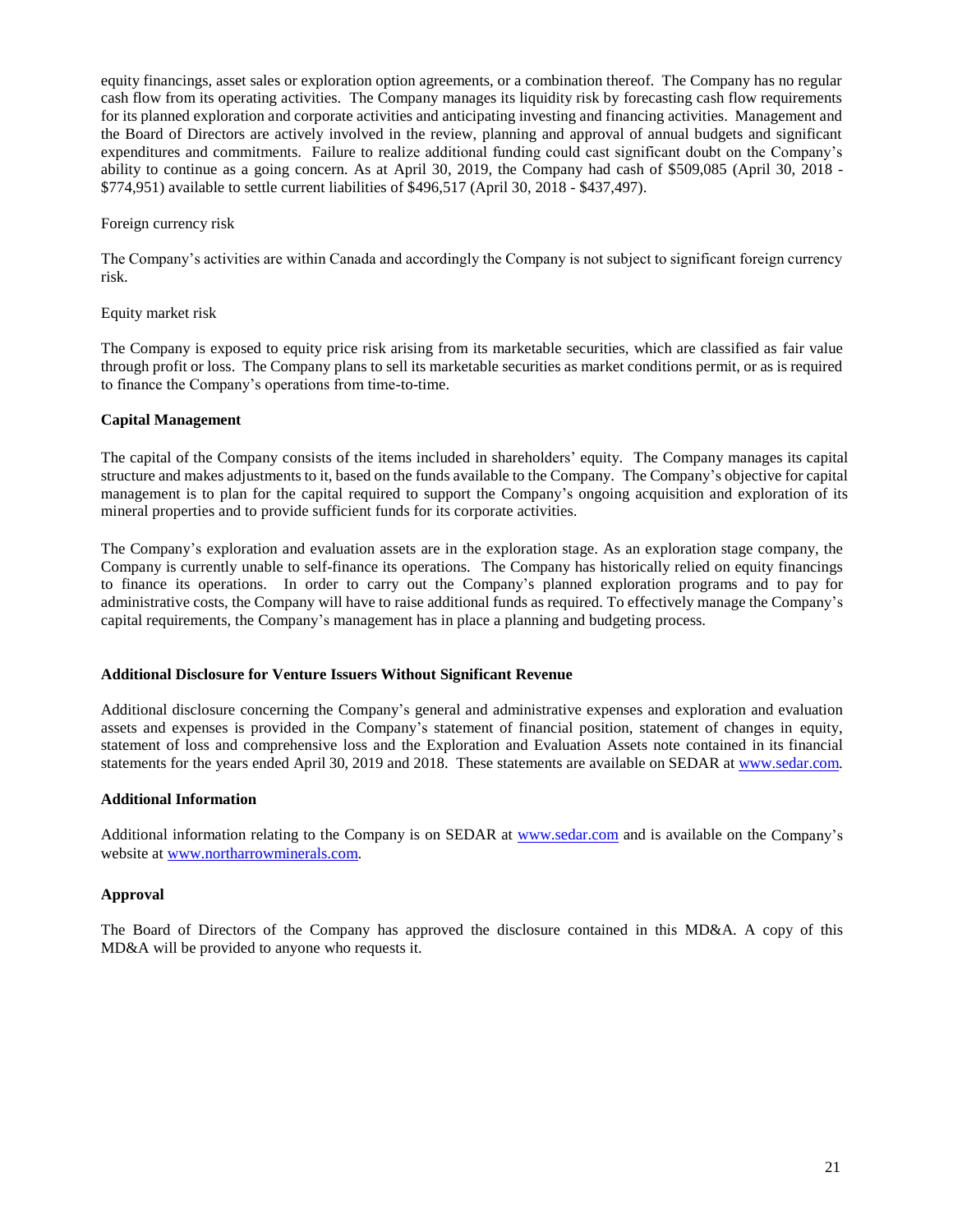equity financings, asset sales or exploration option agreements, or a combination thereof. The Company has no regular cash flow from its operating activities. The Company manages its liquidity risk by forecasting cash flow requirements for its planned exploration and corporate activities and anticipating investing and financing activities. Management and the Board of Directors are actively involved in the review, planning and approval of annual budgets and significant expenditures and commitments. Failure to realize additional funding could cast significant doubt on the Company's ability to continue as a going concern. As at April 30, 2019, the Company had cash of $509,085 (April 30, 2018 - $774,951) available to settle current liabilities of $496,517 (April 30, 2018 - $437,497).

Foreign currency risk

The Company's activities are within Canada and accordingly the Company is not subject to significant foreign currency risk.

Equity market risk

The Company is exposed to equity price risk arising from its marketable securities, which are classified as fair value through profit or loss. The Company plans to sell its marketable securities as market conditions permit, or as is required to finance the Company's operations from time-to-time.

**Capital Management**

The capital of the Company consists of the items included in shareholders' equity. The Company manages its capital structure and makes adjustments to it, based on the funds available to the Company. The Company's objective for capital management is to plan for the capital required to support the Company's ongoing acquisition and exploration of its mineral properties and to provide sufficient funds for its corporate activities.

The Company's exploration and evaluation assets are in the exploration stage. As an exploration stage company, the Company is currently unable to self-finance its operations. The Company has historically relied on equity financings to finance its operations. In order to carry out the Company's planned exploration programs and to pay for administrative costs, the Company will have to raise additional funds as required. To effectively manage the Company's capital requirements, the Company's management has in place a planning and budgeting process.

**Additional Disclosure for Venture Issuers Without Significant Revenue**

Additional disclosure concerning the Company's general and administrative expenses and exploration and evaluation assets and expenses is provided in the Company's statement of financial position, statement of changes in equity, statement of loss and comprehensive loss and the Exploration and Evaluation Assets note contained in its financial statements for the years ended April 30, 2019 and 2018. These statements are available on SEDAR at www.sedar.com.

**Additional Information**

Additional information relating to the Company is on SEDAR at www.sedar.com and is available on the Company's website at www.northarrowminerals.com.

**Approval**

The Board of Directors of the Company has approved the disclosure contained in this MD&A. A copy of this MD&A will be provided to anyone who requests it.